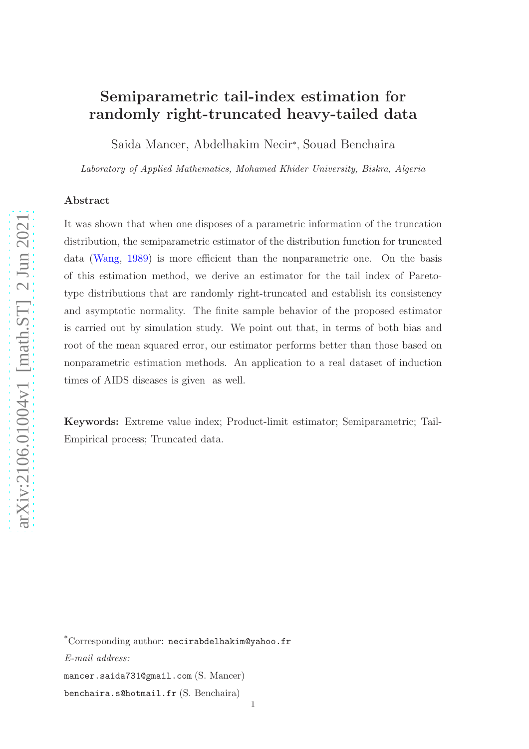# Semiparametric tail-index estimation for randomly right-truncated heavy-tailed data

Saida Mancer, Abdelhakim Necir*, Souad Benchaira

*Laboratory of Applied Mathematics, Mohamed Khider University, Biskra, Algeria*

## Abstract

It was shown that when one disposes of a parametric information of the truncation distribution, the semiparametric estimator of the distribution function for truncated data (Wang, 1989) is more efficient than the nonparametric one. On the basis of this estimation method, we derive an estimator for the tail index of Pareto-type distributions that are randomly right-truncated and establish its consistency and asymptotic normality. The finite sample behavior of the proposed estimator is carried out by simulation study. We point out that, in terms of both bias and root of the mean squared error, our estimator performs better than those based on nonparametric estimation methods. An application to a real dataset of induction times of AIDS diseases is given as well.

**Keywords:** Extreme value index; Product-limit estimator; Semiparametric; Tail-Empirical process; Truncated data.

*Corresponding author: necirabdelhakim@yahoo.fr

*E-mail address:*

mancer.saida731@gmail.com (S. Mancer)

benchaira.s@hotmail.fr (S. Benchaira)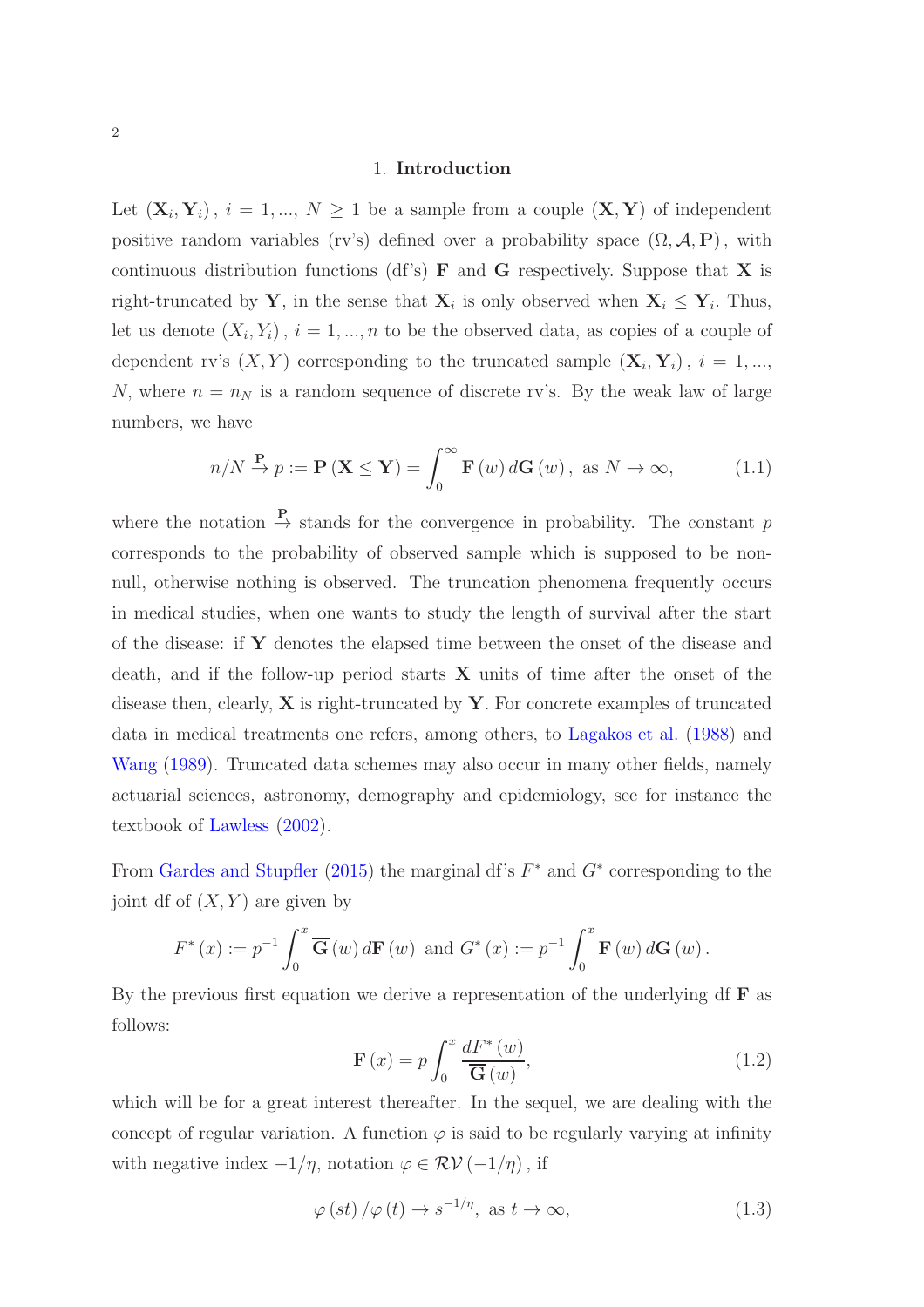## 1. **Introduction**

Let $(\mathbf{X}_i, \mathbf{Y}_i)$, $i = 1, ..., N \geq 1$ be a sample from a couple $(\mathbf{X}, \mathbf{Y})$ of independent positive random variables (rv's) defined over a probability space $(\Omega, \mathcal{A}, \mathbf{P})$, with continuous distribution functions (df's) $\mathbf{F}$ and $\mathbf{G}$ respectively. Suppose that $\mathbf{X}$ is right-truncated by $\mathbf{Y}$, in the sense that $\mathbf{X}_i$ is only observed when $\mathbf{X}_i \leq \mathbf{Y}_i$. Thus, let us denote $(X_i, Y_i)$, $i = 1, ..., n$ to be the observed data, as copies of a couple of dependent rv's $(X, Y)$ corresponding to the truncated sample $(\mathbf{X}_i, \mathbf{Y}_i)$, $i = 1, ..., N$, where $n = n_N$ is a random sequence of discrete rv's. By the weak law of large numbers, we have

$$n/N \overset{\mathbf{P}}{\to} p := \mathbf{P}(\mathbf{X} \leq \mathbf{Y}) = \int_0^\infty \mathbf{F}(w)\, d\mathbf{G}(w), \text{ as } N \to \infty, \tag{1.1}$$

where the notation $\overset{\mathbf{P}}{\to}$ stands for the convergence in probability. The constant $p$ corresponds to the probability of observed sample which is supposed to be non-null, otherwise nothing is observed. The truncation phenomena frequently occurs in medical studies, when one wants to study the length of survival after the start of the disease: if $\mathbf{Y}$ denotes the elapsed time between the onset of the disease and death, and if the follow-up period starts $\mathbf{X}$ units of time after the onset of the disease then, clearly, $\mathbf{X}$ is right-truncated by $\mathbf{Y}$. For concrete examples of truncated data in medical treatments one refers, among others, to Lagakos et al. (1988) and Wang (1989). Truncated data schemes may also occur in many other fields, namely actuarial sciences, astronomy, demography and epidemiology, see for instance the textbook of Lawless (2002).

From Gardes and Stupfler (2015) the marginal df's $F^*$ and $G^*$ corresponding to the joint df of $(X, Y)$ are given by

$$F^*(x) := p^{-1} \int_0^x \overline{\mathbf{G}}(w)\, d\mathbf{F}(w) \text{ and } G^*(x) := p^{-1} \int_0^x \mathbf{F}(w)\, d\mathbf{G}(w).$$

By the previous first equation we derive a representation of the underlying df $\mathbf{F}$ as follows:

$$\mathbf{F}(x) = p \int_0^x \frac{dF^*(w)}{\overline{\mathbf{G}}(w)}, \tag{1.2}$$

which will be for a great interest thereafter. In the sequel, we are dealing with the concept of regular variation. A function $\varphi$ is said to be regularly varying at infinity with negative index $-1/\eta$, notation $\varphi \in \mathcal{RV}(-1/\eta)$, if

$$\varphi(st)/\varphi(t) \to s^{-1/\eta}, \text{ as } t \to \infty, \tag{1.3}$$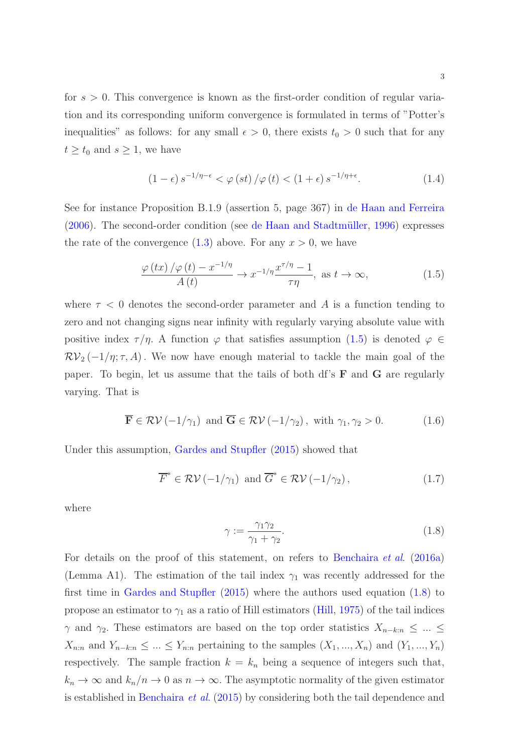for $s > 0$. This convergence is known as the first-order condition of regular variation and its corresponding uniform convergence is formulated in terms of "Potter's inequalities" as follows: for any small $\epsilon > 0$, there exists $t_0 > 0$ such that for any $t \geq t_0$ and $s \geq 1$, we have

$$(1 - \epsilon) s^{-1/\eta - \epsilon} < \varphi(st) / \varphi(t) < (1 + \epsilon) s^{-1/\eta + \epsilon}. \tag{1.4}$$

See for instance Proposition B.1.9 (assertion 5, page 367) in de Haan and Ferreira (2006). The second-order condition (see de Haan and Stadtmüller, 1996) expresses the rate of the convergence (1.3) above. For any $x > 0$, we have

$$\frac{\varphi(tx)/\varphi(t) - x^{-1/\eta}}{A(t)} \to x^{-1/\eta} \frac{x^{\tau/\eta} - 1}{\tau\eta}, \text{ as } t \to \infty, \tag{1.5}$$

where $\tau < 0$ denotes the second-order parameter and $A$ is a function tending to zero and not changing signs near infinity with regularly varying absolute value with positive index $\tau/\eta$. A function $\varphi$ that satisfies assumption (1.5) is denoted $\varphi \in \mathcal{RV}_2(-1/\eta; \tau, A)$. We now have enough material to tackle the main goal of the paper. To begin, let us assume that the tails of both df's $\mathbf{F}$ and $\mathbf{G}$ are regularly varying. That is

$$\overline{\mathbf{F}} \in \mathcal{RV}(-1/\gamma_1) \text{ and } \overline{\mathbf{G}} \in \mathcal{RV}(-1/\gamma_2), \text{ with } \gamma_1, \gamma_2 > 0. \tag{1.6}$$

Under this assumption, Gardes and Stupfler (2015) showed that

$$\overline{F}^* \in \mathcal{RV}(-1/\gamma_1) \text{ and } \overline{G}^* \in \mathcal{RV}(-1/\gamma_2), \tag{1.7}$$

where

$$\gamma := \frac{\gamma_1 \gamma_2}{\gamma_1 + \gamma_2}. \tag{1.8}$$

For details on the proof of this statement, on refers to Benchaira *et al.* (2016a) (Lemma A1). The estimation of the tail index $\gamma_1$ was recently addressed for the first time in Gardes and Stupfler (2015) where the authors used equation (1.8) to propose an estimator to $\gamma_1$ as a ratio of Hill estimators (Hill, 1975) of the tail indices $\gamma$ and $\gamma_2$. These estimators are based on the top order statistics $X_{n-k:n} \leq ... \leq X_{n:n}$ and $Y_{n-k:n} \leq ... \leq Y_{n:n}$ pertaining to the samples $(X_1, ..., X_n)$ and $(Y_1, ..., Y_n)$ respectively. The sample fraction $k = k_n$ being a sequence of integers such that, $k_n \to \infty$ and $k_n/n \to 0$ as $n \to \infty$. The asymptotic normality of the given estimator is established in Benchaira *et al.* (2015) by considering both the tail dependence and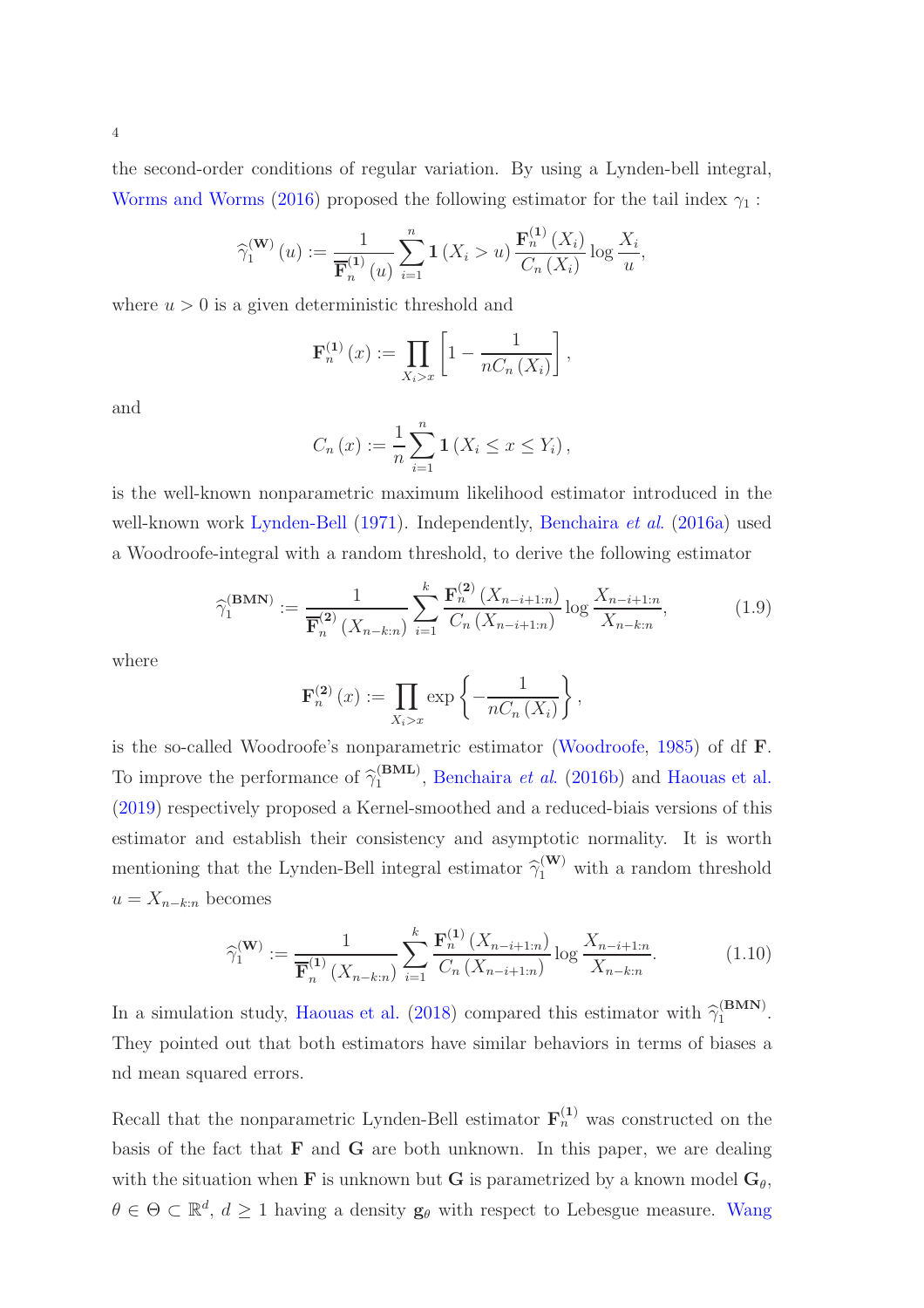the second-order conditions of regular variation. By using a Lynden-bell integral, Worms and Worms (2016) proposed the following estimator for the tail index $\gamma_1$ :

$$\widehat{\gamma}_1^{(\mathbf{W})}(u) := \frac{1}{\overline{\mathbf{F}}_n^{(\mathbf{1})}(u)} \sum_{i=1}^{n} \mathbf{1}(X_i > u) \frac{\mathbf{F}_n^{(\mathbf{1})}(X_i)}{C_n(X_i)} \log \frac{X_i}{u},$$

where $u > 0$ is a given deterministic threshold and

$$\mathbf{F}_n^{(\mathbf{1})}(x) := \prod_{X_i > x} \left[ 1 - \frac{1}{nC_n(X_i)} \right],$$

and

$$C_n(x) := \frac{1}{n} \sum_{i=1}^{n} \mathbf{1}(X_i \leq x \leq Y_i),$$

is the well-known nonparametric maximum likelihood estimator introduced in the well-known work Lynden-Bell (1971). Independently, Benchaira *et al.* (2016a) used a Woodroofe-integral with a random threshold, to derive the following estimator

$$\widehat{\gamma}_1^{(\mathbf{BMN})} := \frac{1}{\overline{\mathbf{F}}_n^{(\mathbf{2})}(X_{n-k:n})} \sum_{i=1}^{k} \frac{\mathbf{F}_n^{(\mathbf{2})}(X_{n-i+1:n})}{C_n(X_{n-i+1:n})} \log \frac{X_{n-i+1:n}}{X_{n-k:n}}, \tag{1.9}$$

where

$$\mathbf{F}_n^{(\mathbf{2})}(x) := \prod_{X_i > x} \exp\left\{ -\frac{1}{nC_n(X_i)} \right\},$$

is the so-called Woodroofe's nonparametric estimator (Woodroofe, 1985) of df $\mathbf{F}$. To improve the performance of $\widehat{\gamma}_1^{(\mathbf{BML})}$, Benchaira *et al.* (2016b) and Haouas et al. (2019) respectively proposed a Kernel-smoothed and a reduced-biais versions of this estimator and establish their consistency and asymptotic normality. It is worth mentioning that the Lynden-Bell integral estimator $\widehat{\gamma}_1^{(\mathbf{W})}$ with a random threshold $u = X_{n-k:n}$ becomes

$$\widehat{\gamma}_1^{(\mathbf{W})} := \frac{1}{\overline{\mathbf{F}}_n^{(\mathbf{1})}(X_{n-k:n})} \sum_{i=1}^{k} \frac{\mathbf{F}_n^{(\mathbf{1})}(X_{n-i+1:n})}{C_n(X_{n-i+1:n})} \log \frac{X_{n-i+1:n}}{X_{n-k:n}}. \tag{1.10}$$

In a simulation study, Haouas et al. (2018) compared this estimator with $\widehat{\gamma}_1^{(\mathbf{BMN})}$. They pointed out that both estimators have similar behaviors in terms of biases a nd mean squared errors.

Recall that the nonparametric Lynden-Bell estimator $\mathbf{F}_n^{(\mathbf{1})}$ was constructed on the basis of the fact that $\mathbf{F}$ and $\mathbf{G}$ are both unknown. In this paper, we are dealing with the situation when $\mathbf{F}$ is unknown but $\mathbf{G}$ is parametrized by a known model $\mathbf{G}_\theta$, $\theta \in \Theta \subset \mathbb{R}^d$, $d \geq 1$ having a density $\mathbf{g}_\theta$ with respect to Lebesgue measure. Wang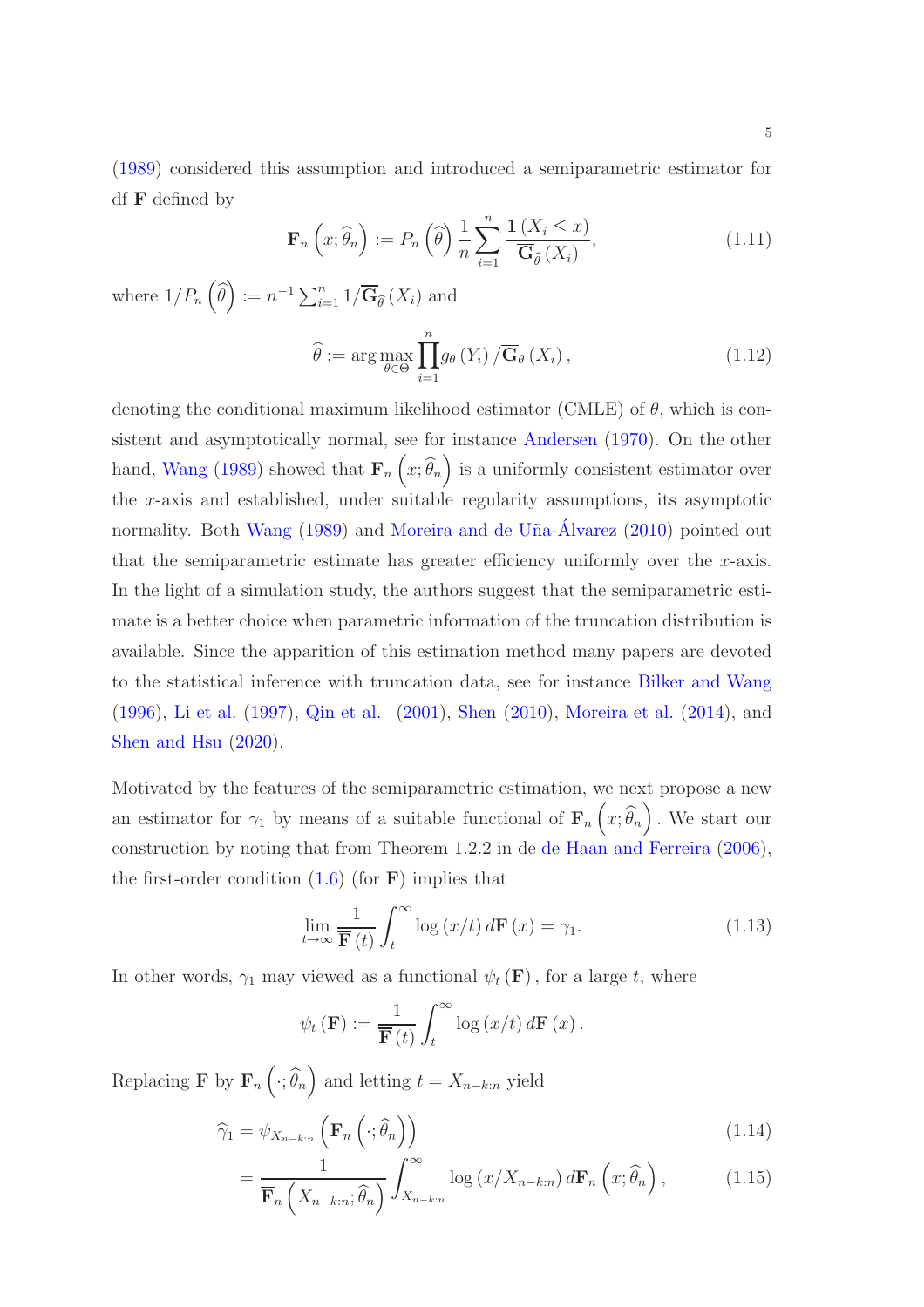(1989) considered this assumption and introduced a semiparametric estimator for df $\mathbf{F}$ defined by

$$\mathbf{F}_n\left(x;\widehat{\theta}_n\right) := P_n\left(\widehat{\theta}\right)\frac{1}{n}\sum_{i=1}^{n}\frac{\mathbf{1}\left(X_i \leq x\right)}{\overline{\mathbf{G}}_{\widehat{\theta}}\left(X_i\right)}, \tag{1.11}$$

where $1/P_n\left(\widehat{\theta}\right) := n^{-1}\sum_{i=1}^{n} 1/\overline{\mathbf{G}}_{\widehat{\theta}}\left(X_i\right)$ and

$$\widehat{\theta} := \arg\max_{\theta\in\Theta}\prod_{i=1}^{n} g_{\theta}\left(Y_i\right)/\overline{\mathbf{G}}_{\theta}\left(X_i\right), \tag{1.12}$$

denoting the conditional maximum likelihood estimator (CMLE) of $\theta$, which is consistent and asymptotically normal, see for instance Andersen (1970). On the other hand, Wang (1989) showed that $\mathbf{F}_n\left(x;\widehat{\theta}_n\right)$ is a uniformly consistent estimator over the $x$-axis and established, under suitable regularity assumptions, its asymptotic normality. Both Wang (1989) and Moreira and de Uña-Álvarez (2010) pointed out that the semiparametric estimate has greater efficiency uniformly over the $x$-axis. In the light of a simulation study, the authors suggest that the semiparametric estimate is a better choice when parametric information of the truncation distribution is available. Since the apparition of this estimation method many papers are devoted to the statistical inference with truncation data, see for instance Bilker and Wang (1996), Li et al. (1997), Qin et al. (2001), Shen (2010), Moreira et al. (2014), and Shen and Hsu (2020).

Motivated by the features of the semiparametric estimation, we next propose a new an estimator for $\gamma_1$ by means of a suitable functional of $\mathbf{F}_n\left(x;\widehat{\theta}_n\right)$. We start our construction by noting that from Theorem 1.2.2 in de de Haan and Ferreira (2006), the first-order condition (1.6) (for $\mathbf{F}$) implies that

$$\lim_{t\to\infty}\frac{1}{\overline{\mathbf{F}}(t)}\int_t^{\infty}\log\left(x/t\right)d\mathbf{F}\left(x\right) = \gamma_1. \tag{1.13}$$

In other words, $\gamma_1$ may viewed as a functional $\psi_t\left(\mathbf{F}\right)$, for a large $t$, where

$$\psi_t\left(\mathbf{F}\right) := \frac{1}{\overline{\mathbf{F}}(t)}\int_t^{\infty}\log\left(x/t\right)d\mathbf{F}\left(x\right).$$

Replacing $\mathbf{F}$ by $\mathbf{F}_n\left(\cdot;\widehat{\theta}_n\right)$ and letting $t = X_{n-k:n}$ yield

$$\widehat{\gamma}_1 = \psi_{X_{n-k:n}}\left(\mathbf{F}_n\left(\cdot;\widehat{\theta}_n\right)\right) \tag{1.14}$$

$$= \frac{1}{\overline{\mathbf{F}}_n\left(X_{n-k:n};\widehat{\theta}_n\right)}\int_{X_{n-k:n}}^{\infty}\log\left(x/X_{n-k:n}\right)d\mathbf{F}_n\left(x;\widehat{\theta}_n\right), \tag{1.15}$$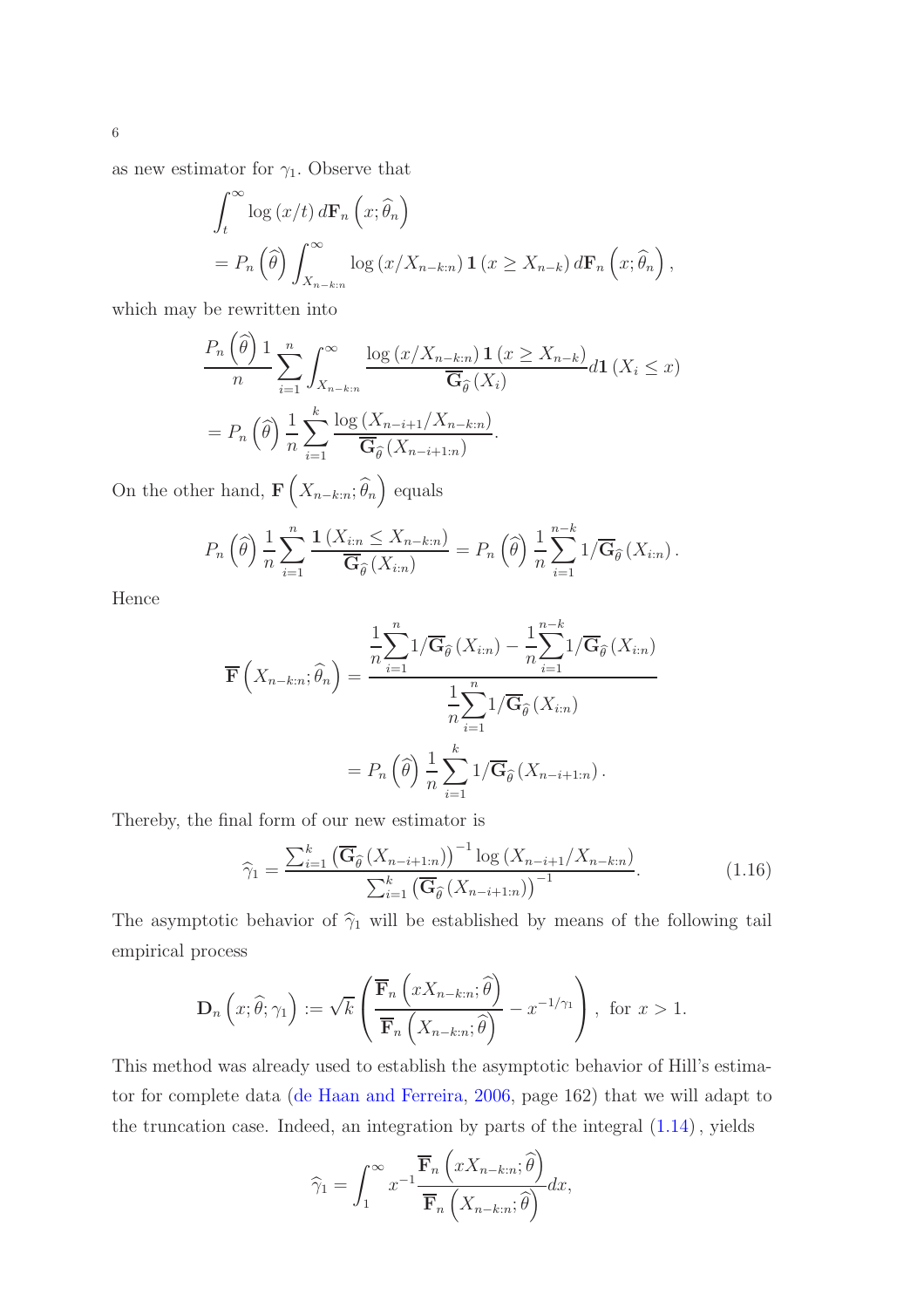as new estimator for $\gamma_1$. Observe that

$$
\begin{aligned}
&\int_t^\infty \log(x/t)\, d\mathbf{F}_n\left(x;\widehat{\theta}_n\right) \\
&= P_n\left(\widehat{\theta}\right) \int_{X_{n-k:n}}^\infty \log(x/X_{n-k:n})\,\mathbf{1}\left(x \geq X_{n-k}\right) d\mathbf{F}_n\left(x;\widehat{\theta}_n\right),
\end{aligned}
$$

which may be rewritten into

$$
\begin{aligned}
&\frac{P_n\left(\widehat{\theta}\right)1}{n}\sum_{i=1}^n \int_{X_{n-k:n}}^\infty \frac{\log(x/X_{n-k:n})\,\mathbf{1}\left(x \geq X_{n-k}\right)}{\overline{\mathbf{G}}_{\widehat{\theta}}\left(X_i\right)} d\mathbf{1}\left(X_i \leq x\right) \\
&= P_n\left(\widehat{\theta}\right)\frac{1}{n}\sum_{i=1}^k \frac{\log\left(X_{n-i+1}/X_{n-k:n}\right)}{\overline{\mathbf{G}}_{\widehat{\theta}}\left(X_{n-i+1:n}\right)}.
\end{aligned}
$$

On the other hand, $\mathbf{F}\left(X_{n-k:n};\widehat{\theta}_n\right)$ equals

$$
P_n\left(\widehat{\theta}\right)\frac{1}{n}\sum_{i=1}^n \frac{\mathbf{1}\left(X_{i:n} \leq X_{n-k:n}\right)}{\overline{\mathbf{G}}_{\widehat{\theta}}\left(X_{i:n}\right)} = P_n\left(\widehat{\theta}\right)\frac{1}{n}\sum_{i=1}^{n-k} 1/\overline{\mathbf{G}}_{\widehat{\theta}}\left(X_{i:n}\right).
$$

Hence

$$
\begin{aligned}
\overline{\mathbf{F}}\left(X_{n-k:n};\widehat{\theta}_n\right) &= \frac{\dfrac{1}{n}\displaystyle\sum_{i=1}^n 1/\overline{\mathbf{G}}_{\widehat{\theta}}\left(X_{i:n}\right) - \dfrac{1}{n}\displaystyle\sum_{i=1}^{n-k} 1/\overline{\mathbf{G}}_{\widehat{\theta}}\left(X_{i:n}\right)}{\dfrac{1}{n}\displaystyle\sum_{i=1}^n 1/\overline{\mathbf{G}}_{\widehat{\theta}}\left(X_{i:n}\right)} \\
&= P_n\left(\widehat{\theta}\right)\frac{1}{n}\sum_{i=1}^k 1/\overline{\mathbf{G}}_{\widehat{\theta}}\left(X_{n-i+1:n}\right).
\end{aligned}
$$

Thereby, the final form of our new estimator is

$$
\widehat{\gamma}_1 = \frac{\sum_{i=1}^k \left(\overline{\mathbf{G}}_{\widehat{\theta}}\left(X_{n-i+1:n}\right)\right)^{-1} \log\left(X_{n-i+1}/X_{n-k:n}\right)}{\sum_{i=1}^k \left(\overline{\mathbf{G}}_{\widehat{\theta}}\left(X_{n-i+1:n}\right)\right)^{-1}}. \tag{1.16}
$$

The asymptotic behavior of $\widehat{\gamma}_1$ will be established by means of the following tail empirical process

$$
\mathbf{D}_n\left(x;\widehat{\theta};\gamma_1\right) := \sqrt{k}\left(\frac{\overline{\mathbf{F}}_n\left(xX_{n-k:n};\widehat{\theta}\right)}{\overline{\mathbf{F}}_n\left(X_{n-k:n};\widehat{\theta}\right)} - x^{-1/\gamma_1}\right),\ \text{for } x > 1.
$$

This method was already used to establish the asymptotic behavior of Hill's estimator for complete data (de Haan and Ferreira, 2006, page 162) that we will adapt to the truncation case. Indeed, an integration by parts of the integral (1.14), yields

$$
\widehat{\gamma}_1 = \int_1^\infty x^{-1}\frac{\overline{\mathbf{F}}_n\left(xX_{n-k:n};\widehat{\theta}\right)}{\overline{\mathbf{F}}_n\left(X_{n-k:n};\widehat{\theta}\right)}dx,
$$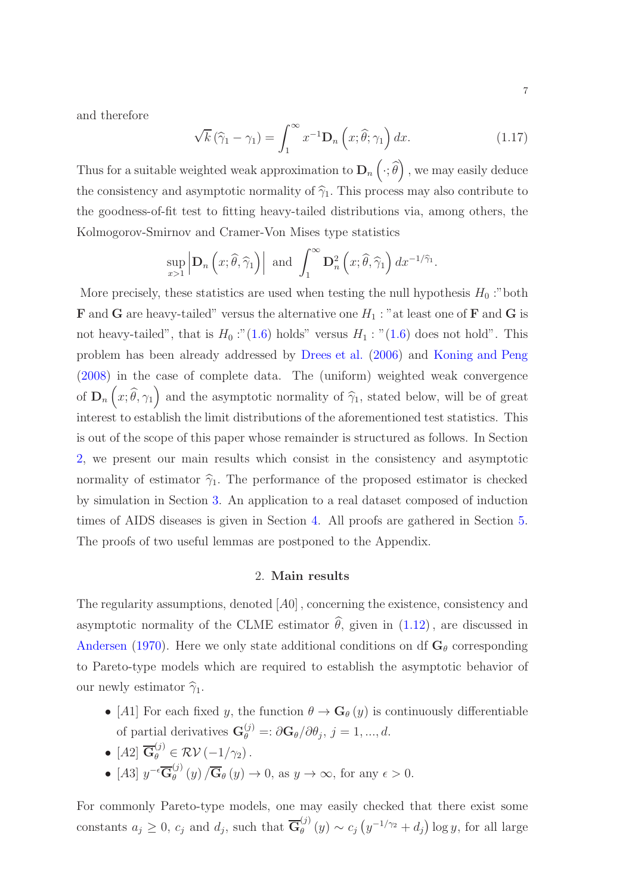and therefore

$$\sqrt{k}\left(\widehat{\gamma}_1-\gamma_1\right)=\int_1^{\infty}x^{-1}\mathbf{D}_n\left(x;\widehat{\theta};\gamma_1\right)dx. \tag{1.17}$$

Thus for a suitable weighted weak approximation to $\mathbf{D}_n\left(\cdot;\widehat{\theta}\right)$, we may easily deduce the consistency and asymptotic normality of $\widehat{\gamma}_1$. This process may also contribute to the goodness-of-fit test to fitting heavy-tailed distributions via, among others, the Kolmogorov-Smirnov and Cramer-Von Mises type statistics

$$\sup_{x>1}\left|\mathbf{D}_n\left(x;\widehat{\theta},\widehat{\gamma}_1\right)\right| \text{ and } \int_1^{\infty}\mathbf{D}_n^2\left(x;\widehat{\theta},\widehat{\gamma}_1\right)dx^{-1/\widehat{\gamma}_1}.$$

More precisely, these statistics are used when testing the null hypothesis $H_0$ :"both $\mathbf{F}$ and $\mathbf{G}$ are heavy-tailed" versus the alternative one $H_1$ : "at least one of $\mathbf{F}$ and $\mathbf{G}$ is not heavy-tailed", that is $H_0$ :"(1.6) holds" versus $H_1$ : "(1.6) does not hold". This problem has been already addressed by Drees et al. (2006) and Koning and Peng (2008) in the case of complete data. The (uniform) weighted weak convergence of $\mathbf{D}_n\left(x;\widehat{\theta},\gamma_1\right)$ and the asymptotic normality of $\widehat{\gamma}_1$, stated below, will be of great interest to establish the limit distributions of the aforementioned test statistics. This is out of the scope of this paper whose remainder is structured as follows. In Section 2, we present our main results which consist in the consistency and asymptotic normality of estimator $\widehat{\gamma}_1$. The performance of the proposed estimator is checked by simulation in Section 3. An application to a real dataset composed of induction times of AIDS diseases is given in Section 4. All proofs are gathered in Section 5. The proofs of two useful lemmas are postponed to the Appendix.

## 2. Main results

The regularity assumptions, denoted $[A0]$, concerning the existence, consistency and asymptotic normality of the CLME estimator $\widehat{\theta}$, given in (1.12), are discussed in Andersen (1970). Here we only state additional conditions on df $\mathbf{G}_\theta$ corresponding to Pareto-type models which are required to establish the asymptotic behavior of our newly estimator $\widehat{\gamma}_1$.

- $[A1]$ For each fixed $y$, the function $\theta\rightarrow\mathbf{G}_\theta\left(y\right)$ is continuously differentiable of partial derivatives $\mathbf{G}_\theta^{(j)}=:\partial\mathbf{G}_\theta/\partial\theta_j$, $j=1,...,d$.
- $[A2]$ $\overline{\mathbf{G}}_\theta^{(j)}\in\mathcal{RV}\left(-1/\gamma_2\right)$.
- $[A3]$ $y^{-\epsilon}\overline{\mathbf{G}}_\theta^{(j)}\left(y\right)/\overline{\mathbf{G}}_\theta\left(y\right)\rightarrow0$, as $y\rightarrow\infty$, for any $\epsilon>0$.

For commonly Pareto-type models, one may easily checked that there exist some constants $a_j\geq0$, $c_j$ and $d_j$, such that $\overline{\mathbf{G}}_\theta^{(j)}\left(y\right)\sim c_j\left(y^{-1/\gamma_2}+d_j\right)\log y$, for all large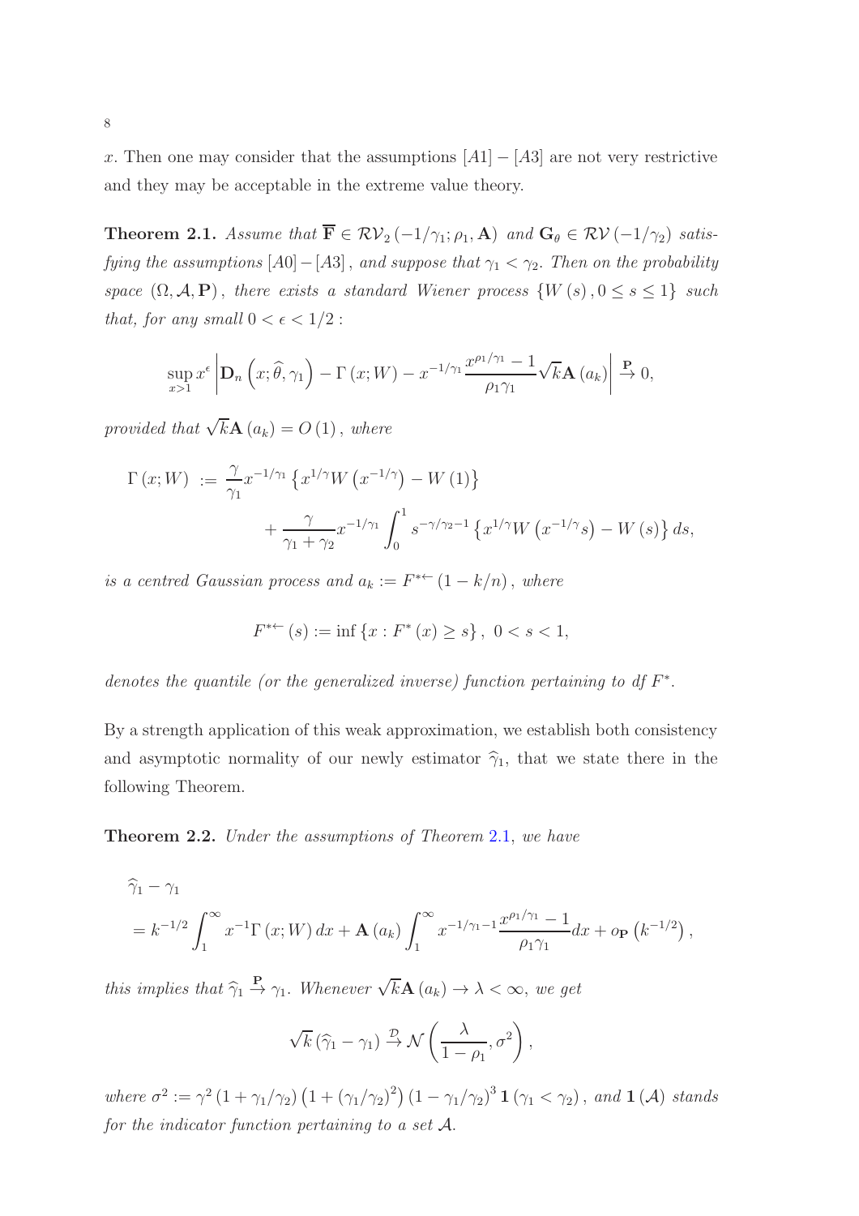$x$. Then one may consider that the assumptions $[A1]-[A3]$ are not very restrictive and they may be acceptable in the extreme value theory.

**Theorem 2.1.** *Assume that $\overline{\mathbf{F}}\in\mathcal{RV}_2\left(-1/\gamma_1;\rho_1,\mathbf{A}\right)$ and $\mathbf{G}_\theta\in\mathcal{RV}\left(-1/\gamma_2\right)$ satisfying the assumptions $[A0]-[A3]$, and suppose that $\gamma_1<\gamma_2$. Then on the probability space $\left(\Omega,\mathcal{A},\mathbf{P}\right)$, there exists a standard Wiener process $\left\{W\left(s\right),0\leq s\leq 1\right\}$ such that, for any small $0<\epsilon<1/2$:*

$$\sup_{x>1}x^{\epsilon}\left|\mathbf{D}_n\left(x;\widehat{\theta},\gamma_1\right)-\Gamma\left(x;W\right)-x^{-1/\gamma_1}\frac{x^{\rho_1/\gamma_1}-1}{\rho_1\gamma_1}\sqrt{k}\mathbf{A}\left(a_k\right)\right|\overset{\mathbf{P}}{\to}0,$$

*provided that $\sqrt{k}\mathbf{A}\left(a_k\right)=O\left(1\right)$, where*

$$\begin{aligned}\Gamma\left(x;W\right)&:=\frac{\gamma}{\gamma_1}x^{-1/\gamma_1}\left\{x^{1/\gamma}W\left(x^{-1/\gamma}\right)-W\left(1\right)\right\}\\&\quad+\frac{\gamma}{\gamma_1+\gamma_2}x^{-1/\gamma_1}\int_0^1 s^{-\gamma/\gamma_2-1}\left\{x^{1/\gamma}W\left(x^{-1/\gamma}s\right)-W\left(s\right)\right\}ds,\end{aligned}$$

*is a centred Gaussian process and $a_k:=F^{*\leftarrow}\left(1-k/n\right)$, where*

$$F^{*\leftarrow}\left(s\right):=\inf\left\{x:F^*\left(x\right)\geq s\right\},\ 0<s<1,$$

*denotes the quantile (or the generalized inverse) function pertaining to df $F^*$.*

By a strength application of this weak approximation, we establish both consistency and asymptotic normality of our newly estimator $\widehat{\gamma}_1$, that we state there in the following Theorem.

**Theorem 2.2.** *Under the assumptions of Theorem 2.1, we have*

$$\begin{aligned}&\widehat{\gamma}_1-\gamma_1\\&=k^{-1/2}\int_1^\infty x^{-1}\Gamma\left(x;W\right)dx+\mathbf{A}\left(a_k\right)\int_1^\infty x^{-1/\gamma_1-1}\frac{x^{\rho_1/\gamma_1}-1}{\rho_1\gamma_1}dx+o_{\mathbf{P}}\left(k^{-1/2}\right),\end{aligned}$$

*this implies that $\widehat{\gamma}_1\overset{\mathbf{P}}{\to}\gamma_1$. Whenever $\sqrt{k}\mathbf{A}\left(a_k\right)\to\lambda<\infty$, we get*

$$\sqrt{k}\left(\widehat{\gamma}_1-\gamma_1\right)\overset{\mathcal{D}}{\to}\mathcal{N}\left(\frac{\lambda}{1-\rho_1},\sigma^2\right),$$

*where $\sigma^2:=\gamma^2\left(1+\gamma_1/\gamma_2\right)\left(1+\left(\gamma_1/\gamma_2\right)^2\right)\left(1-\gamma_1/\gamma_2\right)^3\mathbf{1}\left(\gamma_1<\gamma_2\right)$, and $\mathbf{1}\left(\mathcal{A}\right)$ stands for the indicator function pertaining to a set $\mathcal{A}$.*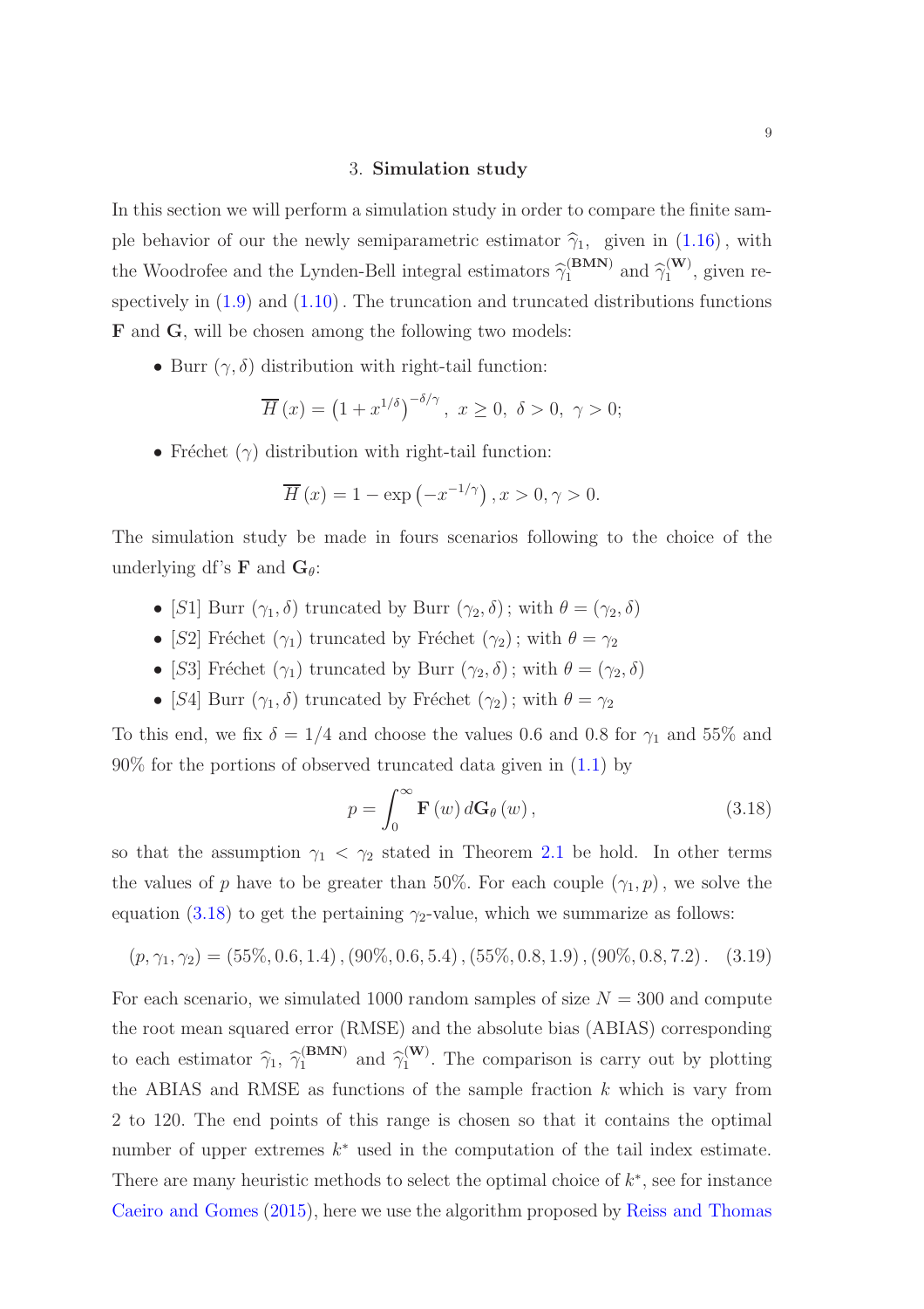## 3. **Simulation study**

In this section we will perform a simulation study in order to compare the finite sample behavior of our the newly semiparametric estimator $\widehat{\gamma}_1$, given in (1.16), with the Woodrofee and the Lynden-Bell integral estimators $\widehat{\gamma}_1^{(\mathbf{BMN})}$ and $\widehat{\gamma}_1^{(\mathbf{W})}$, given respectively in (1.9) and (1.10). The truncation and truncated distributions functions $\mathbf{F}$ and $\mathbf{G}$, will be chosen among the following two models:

- Burr $(\gamma, \delta)$ distribution with right-tail function:

$$\overline{H}(x) = \left(1 + x^{1/\delta}\right)^{-\delta/\gamma},\ x \geq 0,\ \delta > 0,\ \gamma > 0;$$

- Fréchet $(\gamma)$ distribution with right-tail function:

$$\overline{H}(x) = 1 - \exp\left(-x^{-1/\gamma}\right), x > 0, \gamma > 0.$$

The simulation study be made in fours scenarios following to the choice of the underlying df's $\mathbf{F}$ and $\mathbf{G}_\theta$:

- $[S1]$ Burr $(\gamma_1, \delta)$ truncated by Burr $(\gamma_2, \delta)$; with $\theta = (\gamma_2, \delta)$
- $[S2]$ Fréchet $(\gamma_1)$ truncated by Fréchet $(\gamma_2)$; with $\theta = \gamma_2$
- $[S3]$ Fréchet $(\gamma_1)$ truncated by Burr $(\gamma_2, \delta)$; with $\theta = (\gamma_2, \delta)$
- $[S4]$ Burr $(\gamma_1, \delta)$ truncated by Fréchet $(\gamma_2)$; with $\theta = \gamma_2$

To this end, we fix $\delta = 1/4$ and choose the values 0.6 and 0.8 for $\gamma_1$ and 55% and 90% for the portions of observed truncated data given in (1.1) by

$$p = \int_0^\infty \mathbf{F}(w)\, d\mathbf{G}_\theta(w), \tag{3.18}$$

so that the assumption $\gamma_1 < \gamma_2$ stated in Theorem 2.1 be hold. In other terms the values of $p$ have to be greater than 50%. For each couple $(\gamma_1, p)$, we solve the equation (3.18) to get the pertaining $\gamma_2$-value, which we summarize as follows:

$$(p, \gamma_1, \gamma_2) = (55\%, 0.6, 1.4), (90\%, 0.6, 5.4), (55\%, 0.8, 1.9), (90\%, 0.8, 7.2). \tag{3.19}$$

For each scenario, we simulated 1000 random samples of size $N = 300$ and compute the root mean squared error (RMSE) and the absolute bias (ABIAS) corresponding to each estimator $\widehat{\gamma}_1$, $\widehat{\gamma}_1^{(\mathbf{BMN})}$ and $\widehat{\gamma}_1^{(\mathbf{W})}$. The comparison is carry out by plotting the ABIAS and RMSE as functions of the sample fraction $k$ which is vary from 2 to 120. The end points of this range is chosen so that it contains the optimal number of upper extremes $k^*$ used in the computation of the tail index estimate. There are many heuristic methods to select the optimal choice of $k^*$, see for instance Caeiro and Gomes (2015), here we use the algorithm proposed by Reiss and Thomas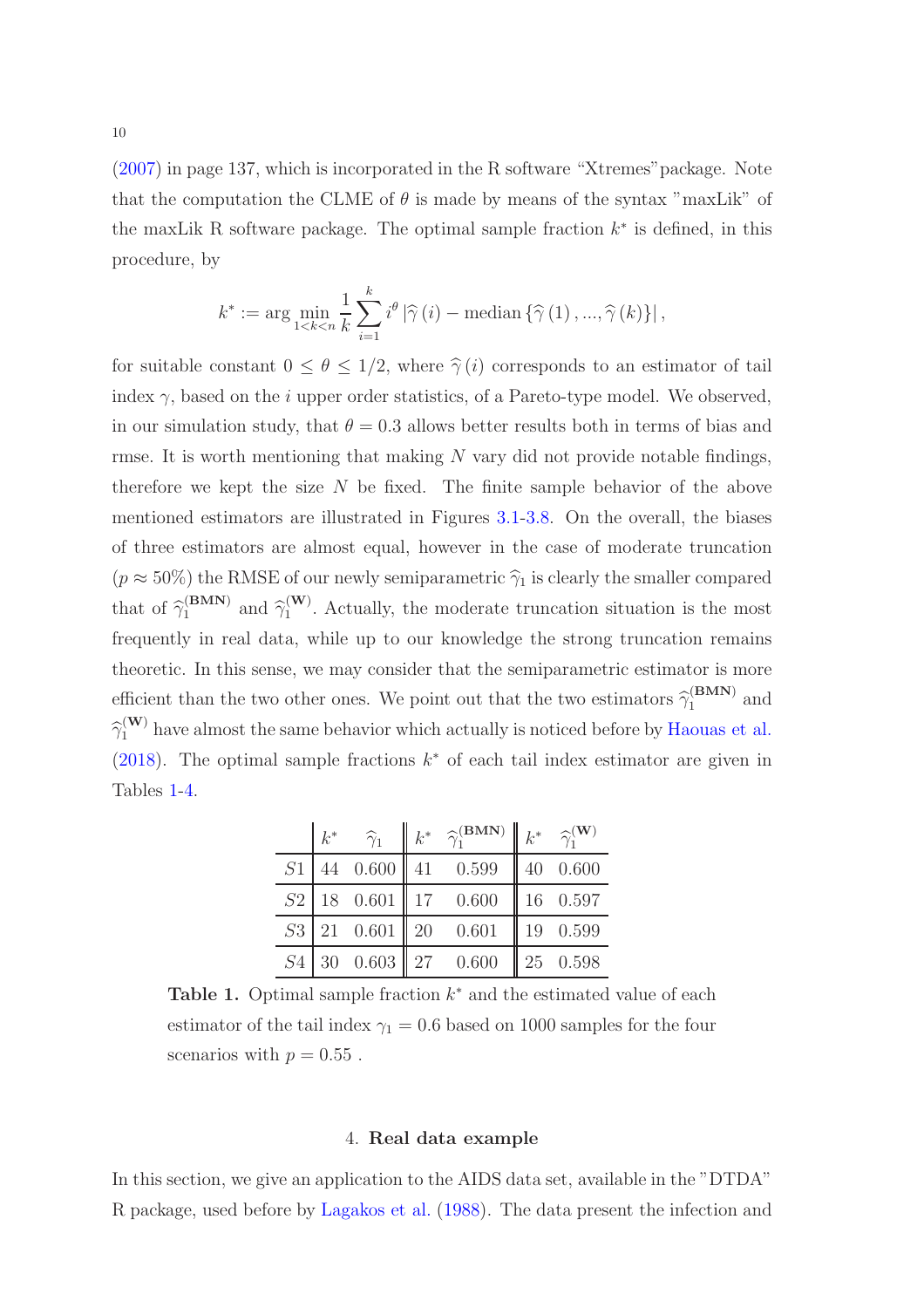(2007) in page 137, which is incorporated in the R software "Xtremes"package. Note that the computation the CLME of $\theta$ is made by means of the syntax "maxLik" of the maxLik R software package. The optimal sample fraction $k^*$ is defined, in this procedure, by

$$k^* := \arg \min_{1<k<n} \frac{1}{k} \sum_{i=1}^{k} i^{\theta} \left| \widehat{\gamma}(i) - \text{median} \{\widehat{\gamma}(1), ..., \widehat{\gamma}(k)\} \right|,$$

for suitable constant $0 \leq \theta \leq 1/2$, where $\widehat{\gamma}(i)$ corresponds to an estimator of tail index $\gamma$, based on the $i$ upper order statistics, of a Pareto-type model. We observed, in our simulation study, that $\theta = 0.3$ allows better results both in terms of bias and rmse. It is worth mentioning that making $N$ vary did not provide notable findings, therefore we kept the size $N$ be fixed. The finite sample behavior of the above mentioned estimators are illustrated in Figures 3.1-3.8. On the overall, the biases of three estimators are almost equal, however in the case of moderate truncation ($p \approx 50\%$) the RMSE of our newly semiparametric $\widehat{\gamma}_1$ is clearly the smaller compared that of $\widehat{\gamma}_1^{(\mathbf{BMN})}$ and $\widehat{\gamma}_1^{(\mathbf{W})}$. Actually, the moderate truncation situation is the most frequently in real data, while up to our knowledge the strong truncation remains theoretic. In this sense, we may consider that the semiparametric estimator is more efficient than the two other ones. We point out that the two estimators $\widehat{\gamma}_1^{(\mathbf{BMN})}$ and $\widehat{\gamma}_1^{(\mathbf{W})}$ have almost the same behavior which actually is noticed before by Haouas et al. (2018). The optimal sample fractions $k^*$ of each tail index estimator are given in Tables 1-4.

| | $k^*$ | $\widehat{\gamma}_1$ | $k^*$ | $\widehat{\gamma}_1^{(\mathbf{BMN})}$ | $k^*$ | $\widehat{\gamma}_1^{(\mathbf{W})}$ |
|---|---|---|---|---|---|---|
| $S1$ | 44 | 0.600 | 41 | 0.599 | 40 | 0.600 |
| $S2$ | 18 | 0.601 | 17 | 0.600 | 16 | 0.597 |
| $S3$ | 21 | 0.601 | 20 | 0.601 | 19 | 0.599 |
| $S4$ | 30 | 0.603 | 27 | 0.600 | 25 | 0.598 |

**Table 1.** Optimal sample fraction $k^*$ and the estimated value of each estimator of the tail index $\gamma_1 = 0.6$ based on 1000 samples for the four scenarios with $p = 0.55$ .

## 4. **Real data example**

In this section, we give an application to the AIDS data set, available in the "DTDA" R package, used before by Lagakos et al. (1988). The data present the infection and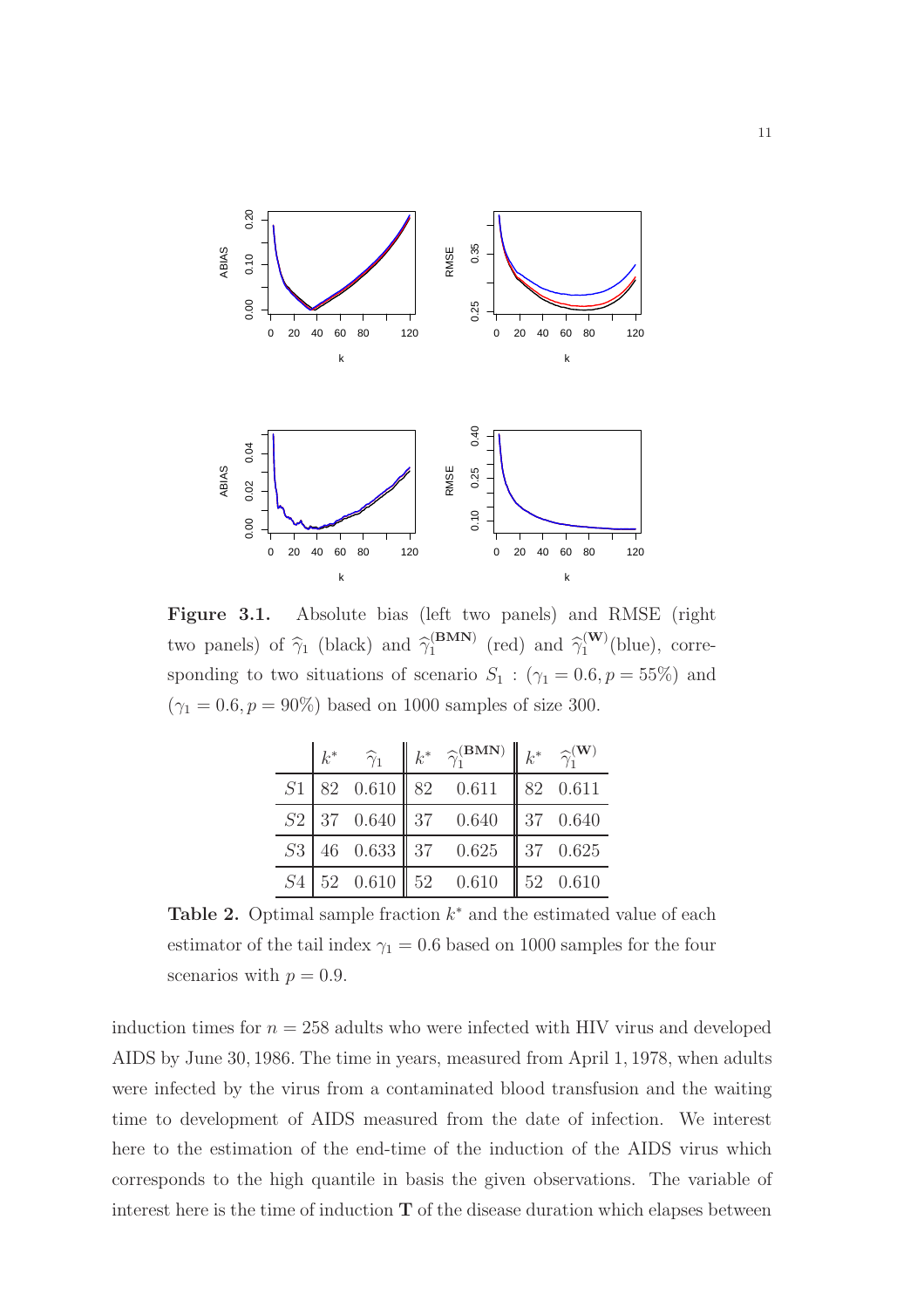**Figure 3.1.** Absolute bias (left two panels) and RMSE (right two panels) of $\widehat{\gamma}_1$ (black) and $\widehat{\gamma}_1^{(\mathbf{BMN})}$ (red) and $\widehat{\gamma}_1^{(\mathbf{W})}$(blue), corresponding to two situations of scenario $S_1$ : $(\gamma_1 = 0.6, p = 55\%)$ and $(\gamma_1 = 0.6, p = 90\%)$ based on 1000 samples of size 300.

| | $k^*$ | $\widehat{\gamma}_1$ | $k^*$ | $\widehat{\gamma}_1^{(\mathbf{BMN})}$ | $k^*$ | $\widehat{\gamma}_1^{(\mathbf{W})}$ |
|---|---|---|---|---|---|---|
| $S1$ | 82 | 0.610 | 82 | 0.611 | 82 | 0.611 |
| $S2$ | 37 | 0.640 | 37 | 0.640 | 37 | 0.640 |
| $S3$ | 46 | 0.633 | 37 | 0.625 | 37 | 0.625 |
| $S4$ | 52 | 0.610 | 52 | 0.610 | 52 | 0.610 |

**Table 2.** Optimal sample fraction $k^*$ and the estimated value of each estimator of the tail index $\gamma_1 = 0.6$ based on 1000 samples for the four scenarios with $p = 0.9$.

induction times for $n = 258$ adults who were infected with HIV virus and developed AIDS by June 30, 1986. The time in years, measured from April 1, 1978, when adults were infected by the virus from a contaminated blood transfusion and the waiting time to development of AIDS measured from the date of infection. We interest here to the estimation of the end-time of the induction of the AIDS virus which corresponds to the high quantile in basis the given observations. The variable of interest here is the time of induction $\mathbf{T}$ of the disease duration which elapses between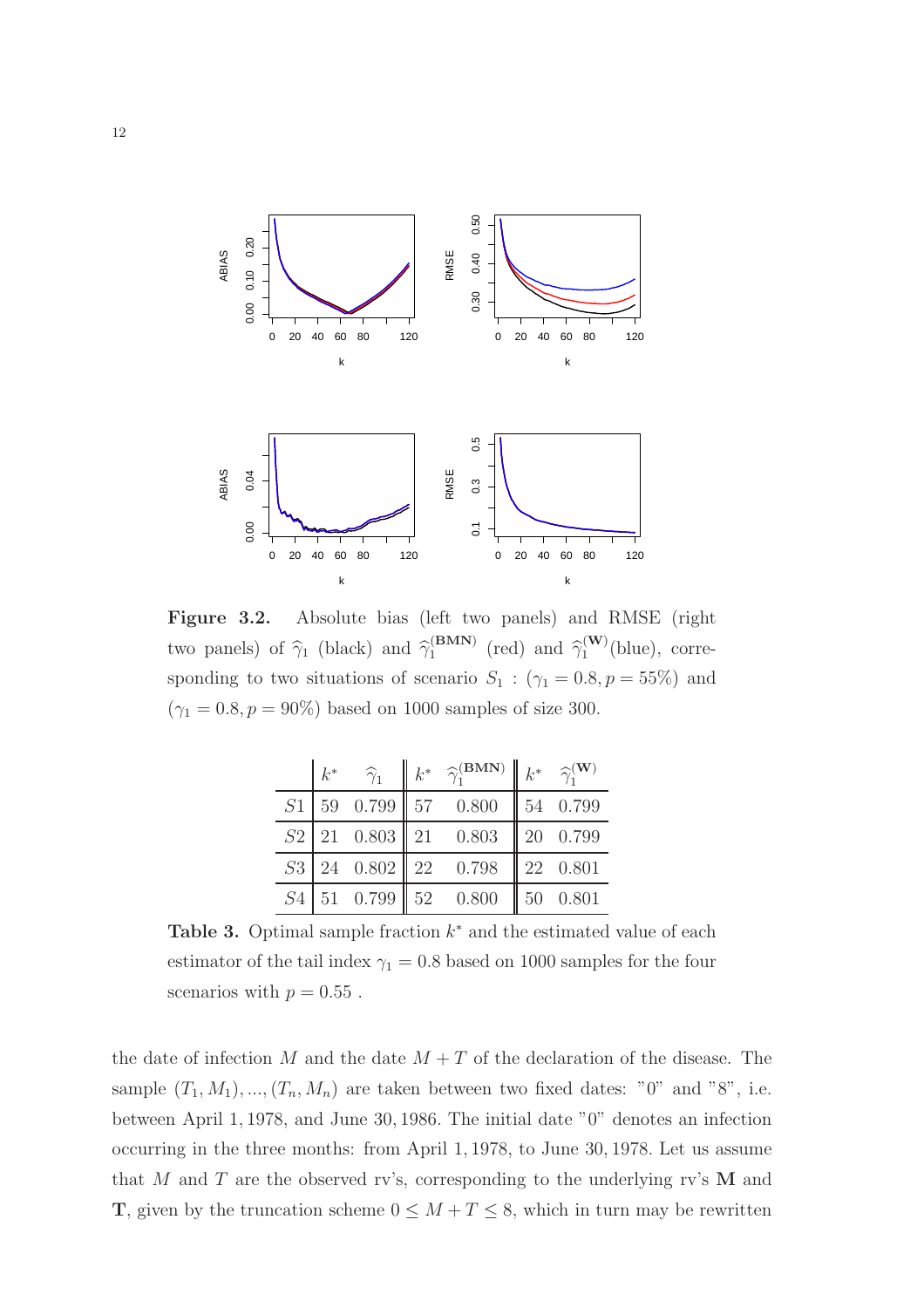**Figure 3.2.** Absolute bias (left two panels) and RMSE (right two panels) of $\widehat{\gamma}_1$ (black) and $\widehat{\gamma}_1^{(\mathbf{BMN})}$ (red) and $\widehat{\gamma}_1^{(\mathbf{W})}$(blue), corresponding to two situations of scenario $S_1$ : $(\gamma_1 = 0.8, p = 55\%)$ and $(\gamma_1 = 0.8, p = 90\%)$ based on 1000 samples of size 300.

| | $k^*$ | $\widehat{\gamma}_1$ | $k^*$ | $\widehat{\gamma}_1^{(\mathbf{BMN})}$ | $k^*$ | $\widehat{\gamma}_1^{(\mathbf{W})}$ |
|---|---|---|---|---|---|---|
| $S1$ | 59 | 0.799 | 57 | 0.800 | 54 | 0.799 |
| $S2$ | 21 | 0.803 | 21 | 0.803 | 20 | 0.799 |
| $S3$ | 24 | 0.802 | 22 | 0.798 | 22 | 0.801 |
| $S4$ | 51 | 0.799 | 52 | 0.800 | 50 | 0.801 |

**Table 3.** Optimal sample fraction $k^*$ and the estimated value of each estimator of the tail index $\gamma_1 = 0.8$ based on 1000 samples for the four scenarios with $p = 0.55$ .

the date of infection $M$ and the date $M + T$ of the declaration of the disease. The sample $(T_1, M_1), ..., (T_n, M_n)$ are taken between two fixed dates: "0" and "8", i.e. between April $1, 1978$, and June $30, 1986$. The initial date "0" denotes an infection occurring in the three months: from April $1, 1978$, to June $30, 1978$. Let us assume that $M$ and $T$ are the observed rv's, corresponding to the underlying rv's $\mathbf{M}$ and $\mathbf{T}$, given by the truncation scheme $0 \leq M + T \leq 8$, which in turn may be rewritten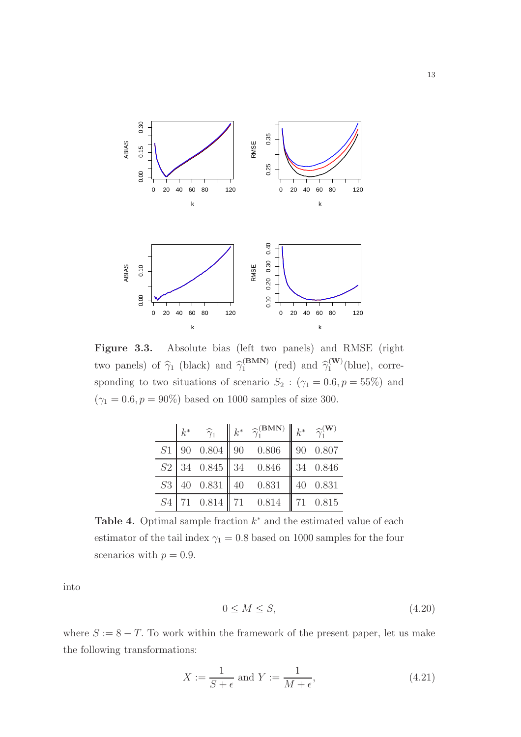**Figure 3.3.** Absolute bias (left two panels) and RMSE (right two panels) of $\widehat{\gamma}_1$ (black) and $\widehat{\gamma}_1^{(\mathbf{BMN})}$ (red) and $\widehat{\gamma}_1^{(\mathbf{W})}$(blue), corresponding to two situations of scenario $S_2$ : $(\gamma_1 = 0.6, p = 55\%)$ and $(\gamma_1 = 0.6, p = 90\%)$ based on 1000 samples of size 300.

| | $k^*$ | $\widehat{\gamma}_1$ | $k^*$ | $\widehat{\gamma}_1^{(\mathbf{BMN})}$ | $k^*$ | $\widehat{\gamma}_1^{(\mathbf{W})}$ |
|---|---|---|---|---|---|---|
| $S1$ | 90 | 0.804 | 90 | 0.806 | 90 | 0.807 |
| $S2$ | 34 | 0.845 | 34 | 0.846 | 34 | 0.846 |
| $S3$ | 40 | 0.831 | 40 | 0.831 | 40 | 0.831 |
| $S4$ | 71 | 0.814 | 71 | 0.814 | 71 | 0.815 |

**Table 4.** Optimal sample fraction $k^*$ and the estimated value of each estimator of the tail index $\gamma_1 = 0.8$ based on 1000 samples for the four scenarios with $p = 0.9$.

into

$$0 \leq M \leq S, \tag{4.20}$$

where $S := 8 - T$. To work within the framework of the present paper, let us make the following transformations:

$$X := \frac{1}{S + \epsilon} \text{ and } Y := \frac{1}{M + \epsilon}, \tag{4.21}$$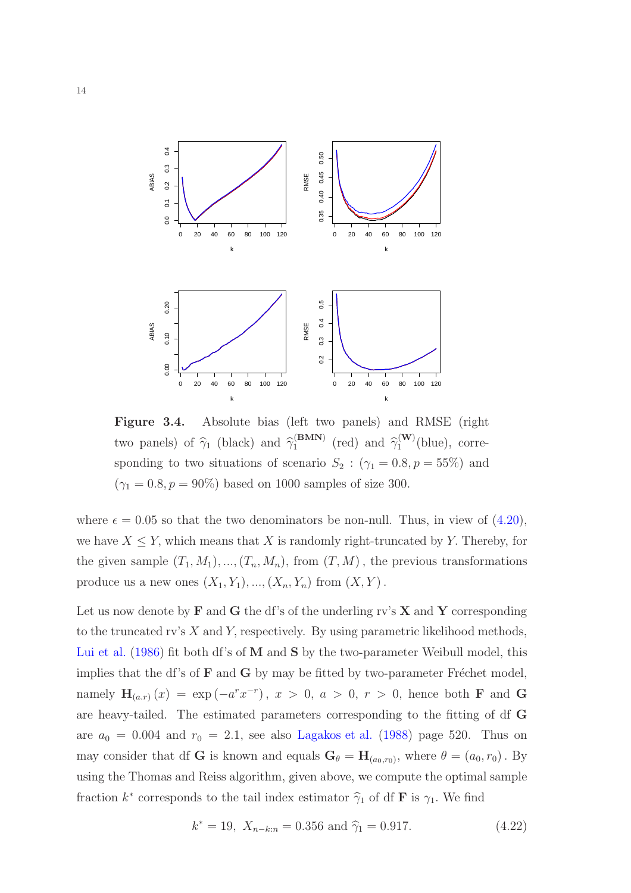**Figure 3.4.** Absolute bias (left two panels) and RMSE (right two panels) of $\widehat{\gamma}_1$ (black) and $\widehat{\gamma}_1^{(\mathbf{BMN})}$ (red) and $\widehat{\gamma}_1^{(\mathbf{W})}$(blue), corresponding to two situations of scenario $S_2$ : $(\gamma_1 = 0.8, p = 55\%)$ and $(\gamma_1 = 0.8, p = 90\%)$ based on 1000 samples of size 300.

where $\epsilon = 0.05$ so that the two denominators be non-null. Thus, in view of (4.20), we have $X \leq Y$, which means that $X$ is randomly right-truncated by $Y$. Thereby, for the given sample $(T_1, M_1), ..., (T_n, M_n)$, from $(T, M)$, the previous transformations produce us a new ones $(X_1, Y_1), ..., (X_n, Y_n)$ from $(X, Y)$.

Let us now denote by $\mathbf{F}$ and $\mathbf{G}$ the df's of the underling rv's $\mathbf{X}$ and $\mathbf{Y}$ corresponding to the truncated rv's $X$ and $Y$, respectively. By using parametric likelihood methods, Lui et al. (1986) fit both df's of $\mathbf{M}$ and $\mathbf{S}$ by the two-parameter Weibull model, this implies that the df's of $\mathbf{F}$ and $\mathbf{G}$ by may be fitted by two-parameter Fréchet model, namely $\mathbf{H}_{(a.r)}(x) = \exp(-a^r x^{-r}),\ x > 0,\ a > 0,\ r > 0$, hence both $\mathbf{F}$ and $\mathbf{G}$ are heavy-tailed. The estimated parameters corresponding to the fitting of df $\mathbf{G}$ are $a_0 = 0.004$ and $r_0 = 2.1$, see also Lagakos et al. (1988) page 520. Thus on may consider that df $\mathbf{G}$ is known and equals $\mathbf{G}_\theta = \mathbf{H}_{(a_0,r_0)}$, where $\theta = (a_0, r_0)$. By using the Thomas and Reiss algorithm, given above, we compute the optimal sample fraction $k^*$ corresponds to the tail index estimator $\widehat{\gamma}_1$ of df $\mathbf{F}$ is $\gamma_1$. We find

$$k^* = 19,\ X_{n-k:n} = 0.356 \text{ and } \widehat{\gamma}_1 = 0.917. \tag{4.22}$$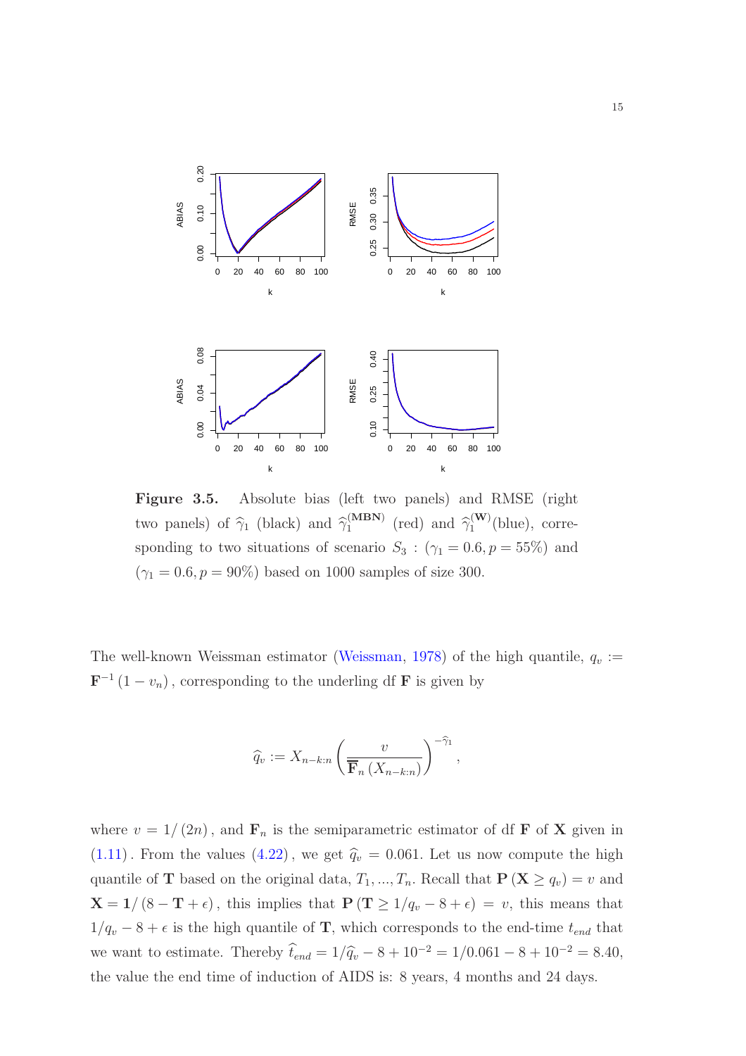**Figure 3.5.** Absolute bias (left two panels) and RMSE (right two panels) of $\widehat{\gamma}_1$ (black) and $\widehat{\gamma}_1^{(\mathbf{MBN})}$ (red) and $\widehat{\gamma}_1^{(\mathbf{W})}$(blue), corresponding to two situations of scenario $S_3$ : $(\gamma_1 = 0.6, p = 55\%)$ and $(\gamma_1 = 0.6, p = 90\%)$ based on 1000 samples of size 300.

The well-known Weissman estimator (Weissman, 1978) of the high quantile, $q_v := \mathbf{F}^{-1}(1 - v_n)$, corresponding to the underling df $\mathbf{F}$ is given by

$$\widehat{q}_v := X_{n-k:n} \left( \frac{v}{\overline{\mathbf{F}}_n (X_{n-k:n})} \right)^{-\widehat{\gamma}_1},$$

where $v = 1/(2n)$, and $\mathbf{F}_n$ is the semiparametric estimator of df $\mathbf{F}$ of $\mathbf{X}$ given in (1.11). From the values (4.22), we get $\widehat{q}_v = 0.061$. Let us now compute the high quantile of $\mathbf{T}$ based on the original data, $T_1, ..., T_n$. Recall that $\mathbf{P}(\mathbf{X} \geq q_v) = v$ and $\mathbf{X} = \mathbf{1}/(8 - \mathbf{T} + \epsilon)$, this implies that $\mathbf{P}(\mathbf{T} \geq 1/q_v - 8 + \epsilon) = v$, this means that $1/q_v - 8 + \epsilon$ is the high quantile of $\mathbf{T}$, which corresponds to the end-time $t_{end}$ that we want to estimate. Thereby $\widehat{t}_{end} = 1/\widehat{q}_v - 8 + 10^{-2} = 1/0.061 - 8 + 10^{-2} = 8.40$, the value the end time of induction of AIDS is: 8 years, 4 months and 24 days.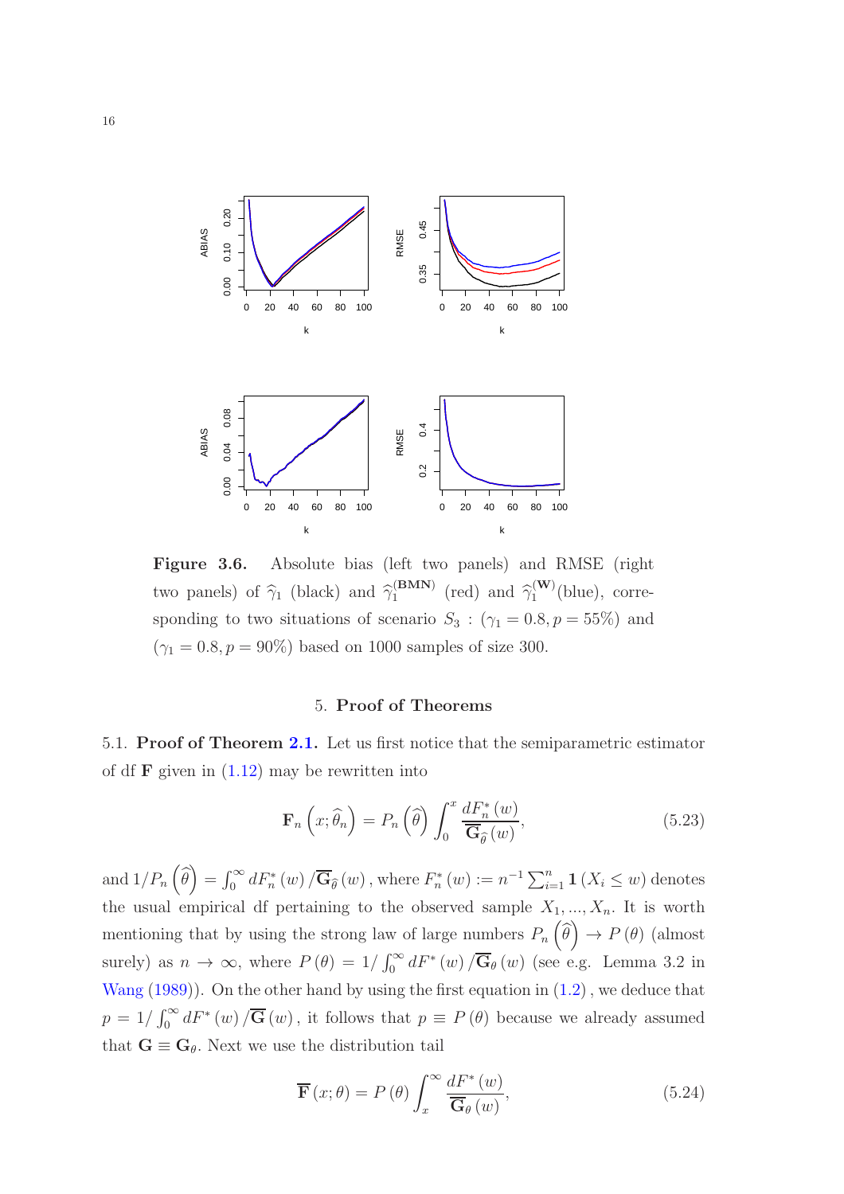**Figure 3.6.** Absolute bias (left two panels) and RMSE (right two panels) of $\widehat{\gamma}_1$ (black) and $\widehat{\gamma}_1^{(\mathbf{BMN})}$ (red) and $\widehat{\gamma}_1^{(\mathbf{W})}$(blue), corresponding to two situations of scenario $S_3$ : $(\gamma_1 = 0.8, p = 55\%)$ and $(\gamma_1 = 0.8, p = 90\%)$ based on 1000 samples of size 300.

## 5. Proof of Theorems

### 5.1. Proof of Theorem 2.1.

Let us first notice that the semiparametric estimator of df $\mathbf{F}$ given in (1.12) may be rewritten into

$$\mathbf{F}_n\left(x; \widehat{\theta}_n\right) = P_n\left(\widehat{\theta}\right) \int_0^x \frac{dF_n^*(w)}{\overline{\mathbf{G}}_{\widehat{\theta}}(w)}, \tag{5.23}$$

and $1/P_n\left(\widehat{\theta}\right) = \int_0^\infty dF_n^*(w) / \overline{\mathbf{G}}_{\widehat{\theta}}(w)$, where $F_n^*(w) := n^{-1}\sum_{i=1}^n \mathbf{1}(X_i \leq w)$ denotes the usual empirical df pertaining to the observed sample $X_1, ..., X_n$. It is worth mentioning that by using the strong law of large numbers $P_n\left(\widehat{\theta}\right) \to P(\theta)$ (almost surely) as $n \to \infty$, where $P(\theta) = 1/\int_0^\infty dF^*(w) / \overline{\mathbf{G}}_\theta(w)$ (see e.g. Lemma 3.2 in Wang (1989)). On the other hand by using the first equation in (1.2), we deduce that $p = 1/\int_0^\infty dF^*(w) / \overline{\mathbf{G}}(w)$, it follows that $p \equiv P(\theta)$ because we already assumed that $\mathbf{G} \equiv \mathbf{G}_\theta$. Next we use the distribution tail

$$\overline{\mathbf{F}}(x; \theta) = P(\theta) \int_x^\infty \frac{dF^*(w)}{\overline{\mathbf{G}}_\theta(w)}, \tag{5.24}$$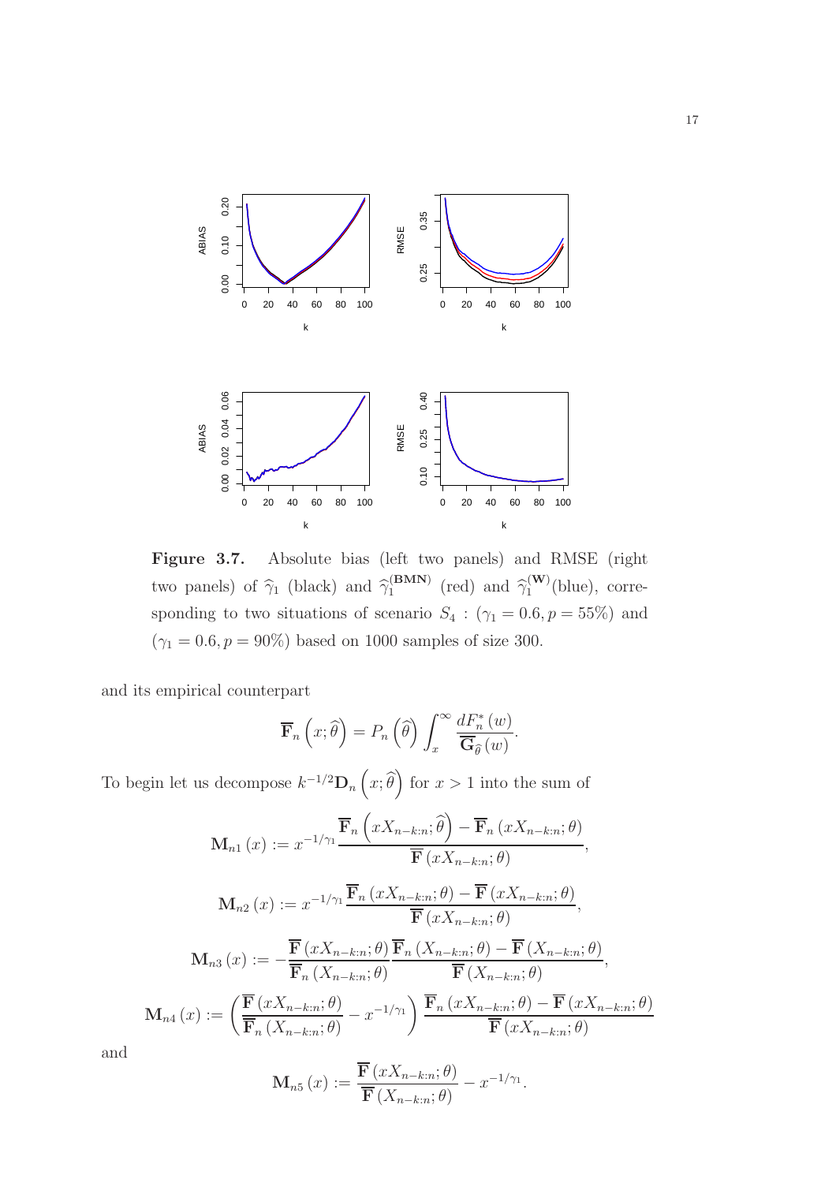**Figure 3.7.** Absolute bias (left two panels) and RMSE (right two panels) of $\widehat{\gamma}_1$ (black) and $\widehat{\gamma}_1^{(\mathbf{BMN})}$ (red) and $\widehat{\gamma}_1^{(\mathbf{W})}$(blue), corresponding to two situations of scenario $S_4$ : $(\gamma_1 = 0.6, p = 55\%)$ and $(\gamma_1 = 0.6, p = 90\%)$ based on 1000 samples of size 300.

and its empirical counterpart

$$\overline{\mathbf{F}}_n\left(x;\widehat{\theta}\right) = P_n\left(\widehat{\theta}\right)\int_x^\infty \frac{dF_n^*(w)}{\overline{\mathbf{G}}_{\widehat{\theta}}(w)}.$$

To begin let us decompose $k^{-1/2}\mathbf{D}_n\left(x;\widehat{\theta}\right)$ for $x > 1$ into the sum of

$$\mathbf{M}_{n1}(x) := x^{-1/\gamma_1}\frac{\overline{\mathbf{F}}_n\left(xX_{n-k:n};\widehat{\theta}\right) - \overline{\mathbf{F}}_n\left(xX_{n-k:n};\theta\right)}{\overline{\mathbf{F}}\left(xX_{n-k:n};\theta\right)},$$

$$\mathbf{M}_{n2}(x) := x^{-1/\gamma_1}\frac{\overline{\mathbf{F}}_n\left(xX_{n-k:n};\theta\right) - \overline{\mathbf{F}}\left(xX_{n-k:n};\theta\right)}{\overline{\mathbf{F}}\left(xX_{n-k:n};\theta\right)},$$

$$\mathbf{M}_{n3}(x) := -\frac{\overline{\mathbf{F}}\left(xX_{n-k:n};\theta\right)}{\overline{\mathbf{F}}_n\left(X_{n-k:n};\theta\right)}\frac{\overline{\mathbf{F}}_n\left(X_{n-k:n};\theta\right) - \overline{\mathbf{F}}\left(X_{n-k:n};\theta\right)}{\overline{\mathbf{F}}\left(X_{n-k:n};\theta\right)},$$

$$\mathbf{M}_{n4}(x) := \left(\frac{\overline{\mathbf{F}}\left(xX_{n-k:n};\theta\right)}{\overline{\mathbf{F}}_n\left(X_{n-k:n};\theta\right)} - x^{-1/\gamma_1}\right)\frac{\overline{\mathbf{F}}_n\left(xX_{n-k:n};\theta\right) - \overline{\mathbf{F}}\left(xX_{n-k:n};\theta\right)}{\overline{\mathbf{F}}\left(xX_{n-k:n};\theta\right)}$$

and

$$\mathbf{M}_{n5}(x) := \frac{\overline{\mathbf{F}}\left(xX_{n-k:n};\theta\right)}{\overline{\mathbf{F}}\left(X_{n-k:n};\theta\right)} - x^{-1/\gamma_1}.$$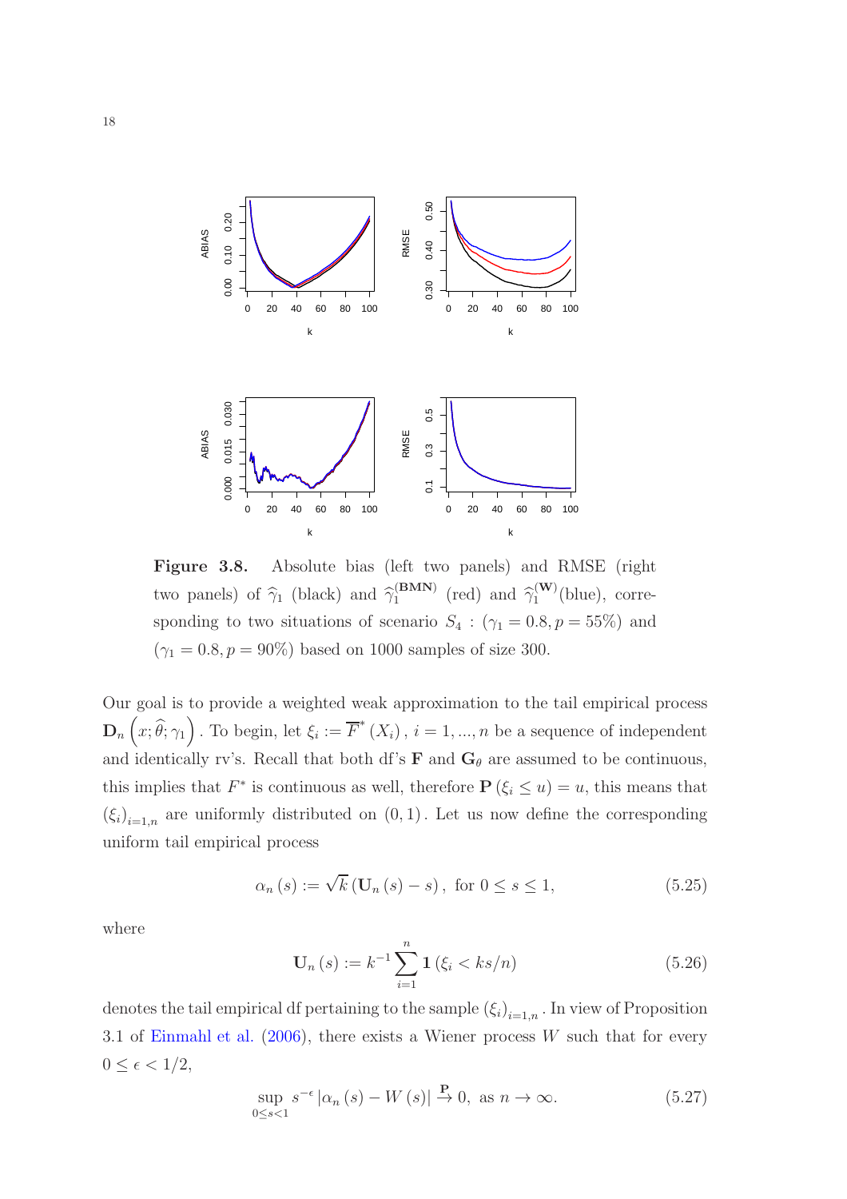**Figure 3.8.** Absolute bias (left two panels) and RMSE (right two panels) of $\widehat{\gamma}_1$ (black) and $\widehat{\gamma}_1^{(\mathbf{BMN})}$ (red) and $\widehat{\gamma}_1^{(\mathbf{W})}$(blue), corresponding to two situations of scenario $S_4$ : $(\gamma_1 = 0.8, p = 55\%)$ and $(\gamma_1 = 0.8, p = 90\%)$ based on 1000 samples of size 300.

Our goal is to provide a weighted weak approximation to the tail empirical process $\mathbf{D}_n\left(x; \widehat{\theta}; \gamma_1\right)$. To begin, let $\xi_i := \overline{F}^*(X_i)$, $i = 1, ..., n$ be a sequence of independent and identically distributed rv's. Recall that both df's $\mathbf{F}$ and $\mathbf{G}_\theta$ are assumed to be continuous, this implies that $F^*$ is continuous as well, therefore $\mathbf{P}(\xi_i \leq u) = u$, this means that $(\xi_i)_{i=1,n}$ are uniformly distributed on $(0, 1)$. Let us now define the corresponding uniform tail empirical process

$$\alpha_n(s) := \sqrt{k}\left(\mathbf{U}_n(s) - s\right), \text{ for } 0 \leq s \leq 1, \tag{5.25}$$

where

$$\mathbf{U}_n(s) := k^{-1} \sum_{i=1}^{n} \mathbf{1}\left(\xi_i < ks/n\right) \tag{5.26}$$

denotes the tail empirical df pertaining to the sample $(\xi_i)_{i=1,n}$. In view of Proposition 3.1 of Einmahl et al. (2006), there exists a Wiener process $W$ such that for every $0 \leq \epsilon < 1/2$,

$$\sup_{0 \leq s < 1} s^{-\epsilon} \left|\alpha_n(s) - W(s)\right| \xrightarrow{\mathbf{P}} 0, \text{ as } n \to \infty. \tag{5.27}$$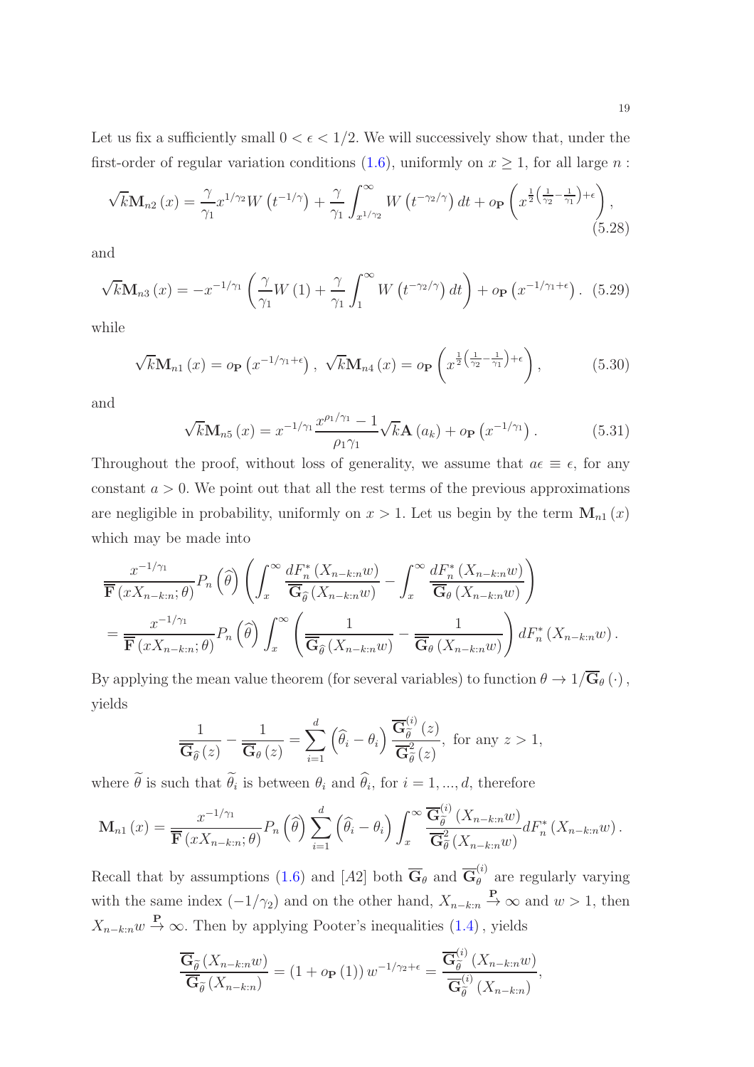Let us fix a sufficiently small $0 < \epsilon < 1/2$. We will successively show that, under the first-order of regular variation conditions (1.6), uniformly on $x \geq 1$, for all large $n$ :

$$\sqrt{k}\mathbf{M}_{n2}(x) = \frac{\gamma}{\gamma_1} x^{1/\gamma_2} W\left(t^{-1/\gamma}\right) + \frac{\gamma}{\gamma_1} \int_{x^{1/\gamma_2}}^{\infty} W\left(t^{-\gamma_2/\gamma}\right) dt + o_{\mathbf{P}}\left(x^{\frac{1}{2}\left(\frac{1}{\gamma_2} - \frac{1}{\gamma_1}\right) + \epsilon}\right), \tag{5.28}$$

and

$$\sqrt{k}\mathbf{M}_{n3}(x) = -x^{-1/\gamma_1}\left(\frac{\gamma}{\gamma_1} W(1) + \frac{\gamma}{\gamma_1} \int_1^{\infty} W\left(t^{-\gamma_2/\gamma}\right) dt\right) + o_{\mathbf{P}}\left(x^{-1/\gamma_1 + \epsilon}\right). \tag{5.29}$$

while

$$\sqrt{k}\mathbf{M}_{n1}(x) = o_{\mathbf{P}}\left(x^{-1/\gamma_1 + \epsilon}\right), \ \sqrt{k}\mathbf{M}_{n4}(x) = o_{\mathbf{P}}\left(x^{\frac{1}{2}\left(\frac{1}{\gamma_2} - \frac{1}{\gamma_1}\right) + \epsilon}\right), \tag{5.30}$$

and

$$\sqrt{k}\mathbf{M}_{n5}(x) = x^{-1/\gamma_1} \frac{x^{\rho_1/\gamma_1} - 1}{\rho_1 \gamma_1} \sqrt{k}\mathbf{A}(a_k) + o_{\mathbf{P}}\left(x^{-1/\gamma_1}\right). \tag{5.31}$$

Throughout the proof, without loss of generality, we assume that $a\epsilon \equiv \epsilon$, for any constant $a > 0$. We point out that all the rest terms of the previous approximations are negligible in probability, uniformly on $x > 1$. Let us begin by the term $\mathbf{M}_{n1}(x)$ which may be made into

$$\begin{aligned}
&\frac{x^{-1/\gamma_1}}{\overline{\mathbf{F}}(xX_{n-k:n};\theta)} P_n\left(\widehat{\theta}\right) \left(\int_x^{\infty} \frac{dF_n^*(X_{n-k:n}w)}{\overline{\mathbf{G}}_{\widehat{\theta}}(X_{n-k:n}w)} - \int_x^{\infty} \frac{dF_n^*(X_{n-k:n}w)}{\overline{\mathbf{G}}_{\theta}(X_{n-k:n}w)}\right) \\
&= \frac{x^{-1/\gamma_1}}{\overline{\mathbf{F}}(xX_{n-k:n};\theta)} P_n\left(\widehat{\theta}\right) \int_x^{\infty} \left(\frac{1}{\overline{\mathbf{G}}_{\widehat{\theta}}(X_{n-k:n}w)} - \frac{1}{\overline{\mathbf{G}}_{\theta}(X_{n-k:n}w)}\right) dF_n^*(X_{n-k:n}w).
\end{aligned}$$

By applying the mean value theorem (for several variables) to function $\theta \to 1/\overline{\mathbf{G}}_{\theta}(\cdot)$, yields

$$\frac{1}{\overline{\mathbf{G}}_{\widehat{\theta}}(z)} - \frac{1}{\overline{\mathbf{G}}_{\theta}(z)} = \sum_{i=1}^{d} \left(\widehat{\theta}_i - \theta_i\right) \frac{\overline{\mathbf{G}}_{\widetilde{\theta}}^{(i)}(z)}{\overline{\mathbf{G}}_{\widetilde{\theta}}^2(z)}, \text{ for any } z > 1,$$

where $\widetilde{\theta}$ is such that $\widetilde{\theta}_i$ is between $\theta_i$ and $\widehat{\theta}_i$, for $i = 1, ..., d$, therefore

$$\mathbf{M}_{n1}(x) = \frac{x^{-1/\gamma_1}}{\overline{\mathbf{F}}(xX_{n-k:n};\theta)} P_n\left(\widehat{\theta}\right) \sum_{i=1}^{d} \left(\widehat{\theta}_i - \theta_i\right) \int_x^{\infty} \frac{\overline{\mathbf{G}}_{\widetilde{\theta}}^{(i)}(X_{n-k:n}w)}{\overline{\mathbf{G}}_{\widetilde{\theta}}^2(X_{n-k:n}w)} dF_n^*(X_{n-k:n}w).$$

Recall that by assumptions (1.6) and $[A2]$ both $\overline{\mathbf{G}}_{\theta}$ and $\overline{\mathbf{G}}_{\theta}^{(i)}$ are regularly varying with the same index $(-1/\gamma_2)$ and on the other hand, $X_{n-k:n} \xrightarrow{\mathbf{P}} \infty$ and $w > 1$, then $X_{n-k:n}w \xrightarrow{\mathbf{P}} \infty$. Then by applying Pooter's inequalities (1.4), yields

$$\frac{\overline{\mathbf{G}}_{\widetilde{\theta}}(X_{n-k:n}w)}{\overline{\mathbf{G}}_{\widetilde{\theta}}(X_{n-k:n})} = (1 + o_{\mathbf{P}}(1)) w^{-1/\gamma_2 + \epsilon} = \frac{\overline{\mathbf{G}}_{\widetilde{\theta}}^{(i)}(X_{n-k:n}w)}{\overline{\mathbf{G}}_{\widetilde{\theta}}^{(i)}(X_{n-k:n})},$$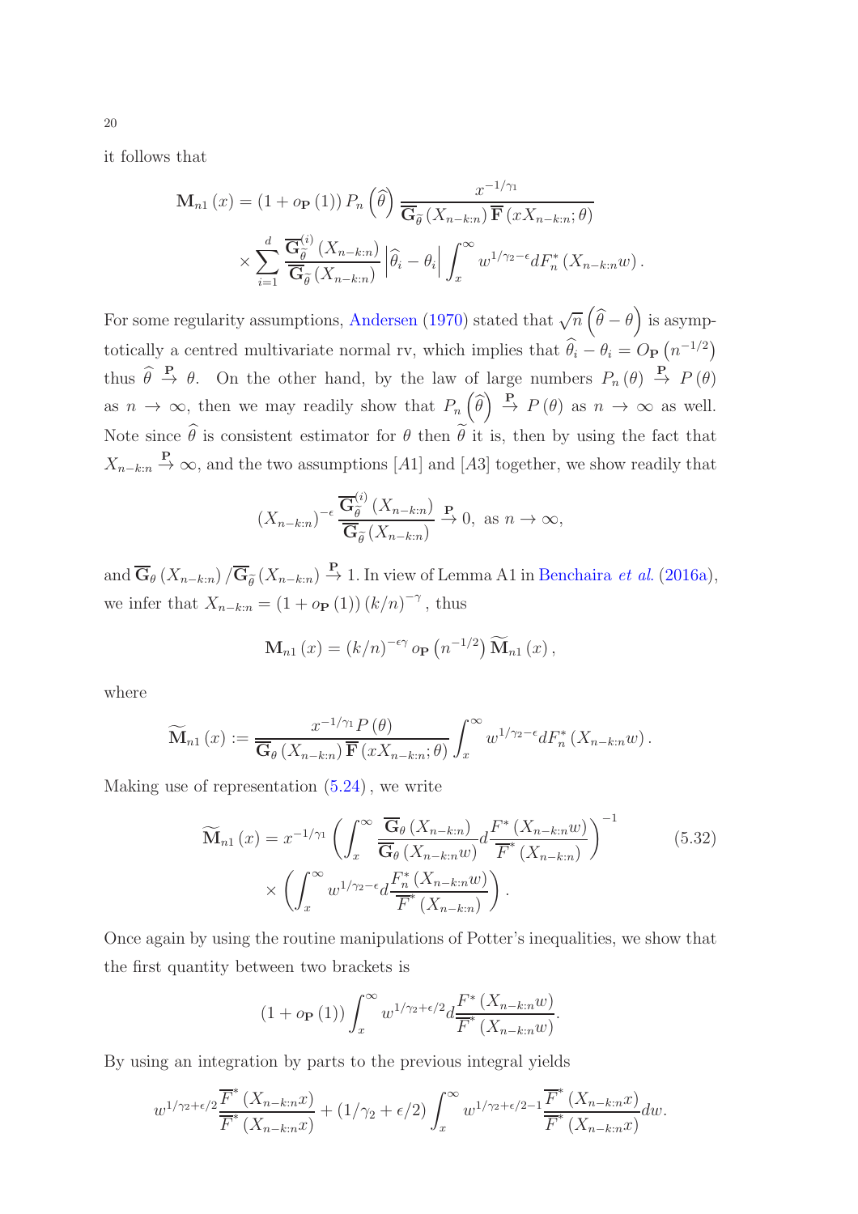it follows that

$$\mathbf{M}_{n1}(x) = (1 + o_{\mathbf{P}}(1)) P_n\left(\widehat{\theta}\right) \frac{x^{-1/\gamma_1}}{\overline{\mathbf{G}}_{\widetilde{\theta}}(X_{n-k:n}) \overline{\mathbf{F}}(xX_{n-k:n};\theta)}$$
$$\times \sum_{i=1}^{d} \frac{\overline{\mathbf{G}}_{\widetilde{\theta}}^{(i)}(X_{n-k:n})}{\overline{\mathbf{G}}_{\widetilde{\theta}}(X_{n-k:n})} \left|\widehat{\theta}_i - \theta_i\right| \int_x^\infty w^{1/\gamma_2 - \epsilon} dF_n^*(X_{n-k:n}w).$$

For some regularity assumptions, Andersen (1970) stated that $\sqrt{n}\left(\widehat{\theta} - \theta\right)$ is asymptotically a centred multivariate normal rv, which implies that $\widehat{\theta}_i - \theta_i = O_{\mathbf{P}}\left(n^{-1/2}\right)$ thus $\widehat{\theta} \overset{\mathbf{P}}{\to} \theta$. On the other hand, by the law of large numbers $P_n(\theta) \overset{\mathbf{P}}{\to} P(\theta)$ as $n \to \infty$, then we may readily show that $P_n\left(\widehat{\theta}\right) \overset{\mathbf{P}}{\to} P(\theta)$ as $n \to \infty$ as well. Note since $\widehat{\theta}$ is consistent estimator for $\theta$ then $\widetilde{\theta}$ it is, then by using the fact that $X_{n-k:n} \overset{\mathbf{P}}{\to} \infty$, and the two assumptions $[A1]$ and $[A3]$ together, we show readily that

$$(X_{n-k:n})^{-\epsilon} \frac{\overline{\mathbf{G}}_{\widetilde{\theta}}^{(i)}(X_{n-k:n})}{\overline{\mathbf{G}}_{\widetilde{\theta}}(X_{n-k:n})} \overset{\mathbf{P}}{\to} 0, \text{ as } n \to \infty,$$

and $\overline{\mathbf{G}}_{\theta}(X_{n-k:n}) / \overline{\mathbf{G}}_{\widetilde{\theta}}(X_{n-k:n}) \overset{\mathbf{P}}{\to} 1$. In view of Lemma A1 in Benchaira *et al.* (2016a), we infer that $X_{n-k:n} = (1 + o_{\mathbf{P}}(1)) (k/n)^{-\gamma}$, thus

$$\mathbf{M}_{n1}(x) = (k/n)^{-\epsilon\gamma} o_{\mathbf{P}}\left(n^{-1/2}\right) \widetilde{\mathbf{M}}_{n1}(x),$$

where

$$\widetilde{\mathbf{M}}_{n1}(x) := \frac{x^{-1/\gamma_1} P(\theta)}{\overline{\mathbf{G}}_{\theta}(X_{n-k:n}) \overline{\mathbf{F}}(xX_{n-k:n};\theta)} \int_x^\infty w^{1/\gamma_2 - \epsilon} dF_n^*(X_{n-k:n}w).$$

Making use of representation (5.24), we write

$$\widetilde{\mathbf{M}}_{n1}(x) = x^{-1/\gamma_1} \left( \int_x^\infty \frac{\overline{\mathbf{G}}_{\theta}(X_{n-k:n})}{\overline{\mathbf{G}}_{\theta}(X_{n-k:n}w)} d\frac{F^*(X_{n-k:n}w)}{\overline{F}^*(X_{n-k:n})} \right)^{-1} \times \left( \int_x^\infty w^{1/\gamma_2 - \epsilon} d\frac{F_n^*(X_{n-k:n}w)}{\overline{F}^*(X_{n-k:n})} \right). \tag{5.32}$$

Once again by using the routine manipulations of Potter's inequalities, we show that the first quantity between two brackets is

$$(1 + o_{\mathbf{P}}(1)) \int_x^\infty w^{1/\gamma_2 + \epsilon/2} d\frac{F^*(X_{n-k:n}w)}{\overline{F}^*(X_{n-k:n}w)}.$$

By using an integration by parts to the previous integral yields

$$w^{1/\gamma_2 + \epsilon/2} \frac{\overline{F}^*(X_{n-k:n}x)}{\overline{F}^*(X_{n-k:n}x)} + (1/\gamma_2 + \epsilon/2) \int_x^\infty w^{1/\gamma_2 + \epsilon/2 - 1} \frac{\overline{F}^*(X_{n-k:n}x)}{\overline{F}^*(X_{n-k:n}x)} dw.$$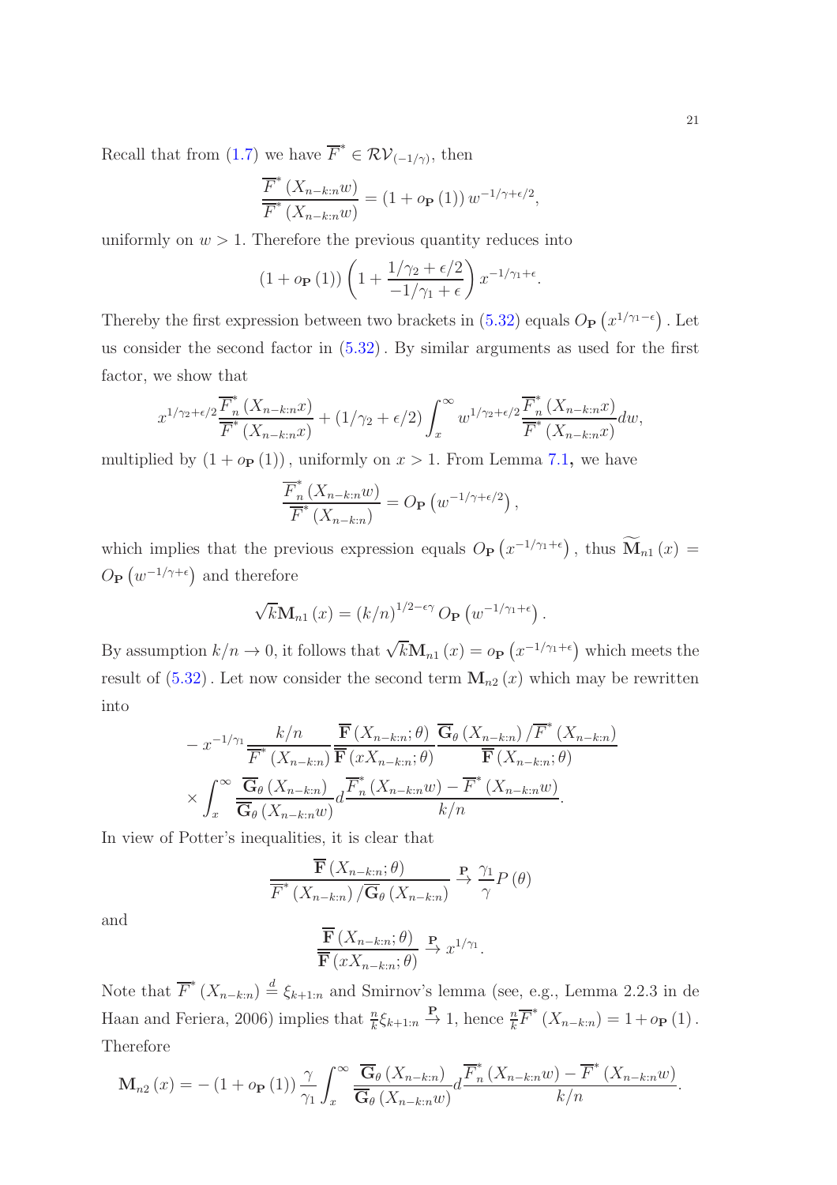Recall that from (1.7) we have $\overline{F}^{*} \in \mathcal{RV}_{(-1/\gamma)}$, then

$$\frac{\overline{F}^{*}\left(X_{n-k:n}w\right)}{\overline{F}^{*}\left(X_{n-k:n}w\right)} = \left(1+o_{\mathbf{P}}\left(1\right)\right)w^{-1/\gamma+\epsilon/2},$$

uniformly on $w>1$. Therefore the previous quantity reduces into

$$\left(1+o_{\mathbf{P}}\left(1\right)\right)\left(1+\frac{1/\gamma_{2}+\epsilon/2}{-1/\gamma_{1}+\epsilon}\right)x^{-1/\gamma_{1}+\epsilon}.$$

Thereby the first expression between two brackets in (5.32) equals $O_{\mathbf{P}}\left(x^{1/\gamma_{1}-\epsilon}\right)$. Let us consider the second factor in (5.32). By similar arguments as used for the first factor, we show that

$$x^{1/\gamma_{2}+\epsilon/2}\frac{\overline{F}_{n}^{*}\left(X_{n-k:n}x\right)}{\overline{F}^{*}\left(X_{n-k:n}x\right)}+\left(1/\gamma_{2}+\epsilon/2\right)\int_{x}^{\infty}w^{1/\gamma_{2}+\epsilon/2}\frac{\overline{F}_{n}^{*}\left(X_{n-k:n}x\right)}{\overline{F}^{*}\left(X_{n-k:n}x\right)}dw,$$

multiplied by $\left(1+o_{\mathbf{P}}\left(1\right)\right)$, uniformly on $x>1$. From Lemma 7.1, we have

$$\frac{\overline{F}_{n}^{*}\left(X_{n-k:n}w\right)}{\overline{F}^{*}\left(X_{n-k:n}\right)} = O_{\mathbf{P}}\left(w^{-1/\gamma+\epsilon/2}\right),$$

which implies that the previous expression equals $O_{\mathbf{P}}\left(x^{-1/\gamma_{1}+\epsilon}\right)$, thus $\widetilde{\mathbf{M}}_{n1}\left(x\right) = O_{\mathbf{P}}\left(w^{-1/\gamma+\epsilon}\right)$ and therefore

$$\sqrt{k}\mathbf{M}_{n1}\left(x\right) = \left(k/n\right)^{1/2-\epsilon\gamma}O_{\mathbf{P}}\left(w^{-1/\gamma_{1}+\epsilon}\right).$$

By assumption $k/n\rightarrow 0$, it follows that $\sqrt{k}\mathbf{M}_{n1}\left(x\right) = o_{\mathbf{P}}\left(x^{-1/\gamma_{1}+\epsilon}\right)$ which meets the result of (5.32). Let now consider the second term $\mathbf{M}_{n2}\left(x\right)$ which may be rewritten into

$$\begin{aligned}
&-x^{-1/\gamma_{1}}\frac{k/n}{\overline{F}^{*}\left(X_{n-k:n}\right)}\frac{\overline{\mathbf{F}}\left(X_{n-k:n};\theta\right)}{\overline{\mathbf{F}}\left(xX_{n-k:n};\theta\right)}\frac{\overline{\mathbf{G}}_{\theta}\left(X_{n-k:n}\right)/\overline{F}^{*}\left(X_{n-k:n}\right)}{\overline{\mathbf{F}}\left(X_{n-k:n};\theta\right)}\\
&\times\int_{x}^{\infty}\frac{\overline{\mathbf{G}}_{\theta}\left(X_{n-k:n}\right)}{\overline{\mathbf{G}}_{\theta}\left(X_{n-k:n}w\right)}d\frac{\overline{F}_{n}^{*}\left(X_{n-k:n}w\right)-\overline{F}^{*}\left(X_{n-k:n}w\right)}{k/n}.
\end{aligned}$$

In view of Potter's inequalities, it is clear that

$$\frac{\overline{\mathbf{F}}\left(X_{n-k:n};\theta\right)}{\overline{F}^{*}\left(X_{n-k:n}\right)/\overline{\mathbf{G}}_{\theta}\left(X_{n-k:n}\right)}\overset{\mathbf{P}}{\rightarrow}\frac{\gamma_{1}}{\gamma}P\left(\theta\right)$$

and

$$\frac{\overline{\mathbf{F}}\left(X_{n-k:n};\theta\right)}{\overline{\mathbf{F}}\left(xX_{n-k:n};\theta\right)}\overset{\mathbf{P}}{\rightarrow}x^{1/\gamma_{1}}.$$

Note that $\overline{F}^{*}\left(X_{n-k:n}\right)\overset{d}{=}\xi_{k+1:n}$ and Smirnov's lemma (see, e.g., Lemma 2.2.3 in de Haan and Feriera, 2006) implies that $\frac{n}{k}\xi_{k+1:n}\overset{\mathbf{P}}{\rightarrow}1$, hence $\frac{n}{k}\overline{F}^{*}\left(X_{n-k:n}\right)=1+o_{\mathbf{P}}\left(1\right)$. Therefore

$$\mathbf{M}_{n2}\left(x\right) = -\left(1+o_{\mathbf{P}}\left(1\right)\right)\frac{\gamma}{\gamma_{1}}\int_{x}^{\infty}\frac{\overline{\mathbf{G}}_{\theta}\left(X_{n-k:n}\right)}{\overline{\mathbf{G}}_{\theta}\left(X_{n-k:n}w\right)}d\frac{\overline{F}_{n}^{*}\left(X_{n-k:n}w\right)-\overline{F}^{*}\left(X_{n-k:n}w\right)}{k/n}.$$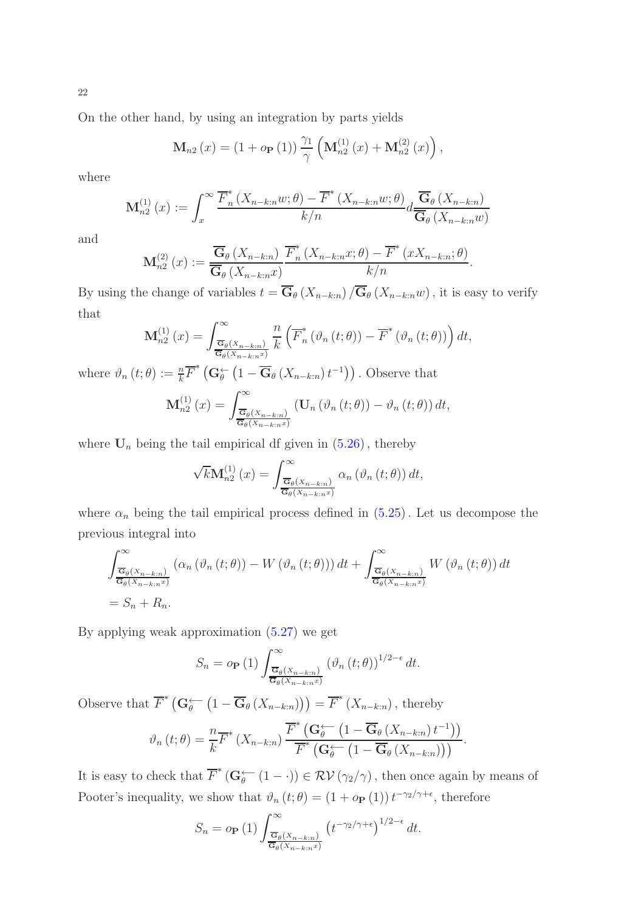On the other hand, by using an integration by parts yields

$$\mathbf{M}_{n2}(x)=(1+o_{\mathbf{P}}(1))\frac{\gamma_1}{\gamma}\left(\mathbf{M}_{n2}^{(1)}(x)+\mathbf{M}_{n2}^{(2)}(x)\right),$$

where

$$\mathbf{M}_{n2}^{(1)}(x):=\int_x^\infty \frac{\overline{F}_n^*(X_{n-k:n}w;\theta)-\overline{F}^*(X_{n-k:n}w;\theta)}{k/n}d\frac{\overline{\mathbf{G}}_\theta(X_{n-k:n})}{\overline{\mathbf{G}}_\theta(X_{n-k:n}w)}$$

and

$$\mathbf{M}_{n2}^{(2)}(x):=\frac{\overline{\mathbf{G}}_\theta(X_{n-k:n})}{\overline{\mathbf{G}}_\theta(X_{n-k:n}x)}\frac{\overline{F}_n^*(X_{n-k:n}x;\theta)-\overline{F}^*(xX_{n-k:n};\theta)}{k/n}.$$

By using the change of variables $t=\overline{\mathbf{G}}_\theta(X_{n-k:n})/\overline{\mathbf{G}}_\theta(X_{n-k:n}w)$, it is easy to verify that

$$\mathbf{M}_{n2}^{(1)}(x)=\int_{\frac{\overline{\mathbf{G}}_\theta(X_{n-k:n})}{\overline{\mathbf{G}}_\theta(X_{n-k:n}x)}}^\infty \frac{n}{k}\left(\overline{F}_n^*(\vartheta_n(t;\theta))-\overline{F}^*(\vartheta_n(t;\theta))\right)dt,$$

where $\vartheta_n(t;\theta):=\frac{n}{k}\overline{F}^*\left(\mathbf{G}_\theta^{\leftarrow}\left(1-\overline{\mathbf{G}}_\theta(X_{n-k:n})t^{-1}\right)\right)$. Observe that

$$\mathbf{M}_{n2}^{(1)}(x)=\int_{\frac{\overline{\mathbf{G}}_\theta(X_{n-k:n})}{\overline{\mathbf{G}}_\theta(X_{n-k:n}x)}}^\infty \left(\mathbf{U}_n(\vartheta_n(t;\theta))-\vartheta_n(t;\theta)\right)dt,$$

where $\mathbf{U}_n$ being the tail empirical df given in (5.26), thereby

$$\sqrt{k}\mathbf{M}_{n2}^{(1)}(x)=\int_{\frac{\overline{\mathbf{G}}_\theta(X_{n-k:n})}{\overline{\mathbf{G}}_\theta(X_{n-k:n}x)}}^\infty \alpha_n(\vartheta_n(t;\theta))\,dt,$$

where $\alpha_n$ being the tail empirical process defined in (5.25). Let us decompose the previous integral into

$$\int_{\frac{\overline{\mathbf{G}}_\theta(X_{n-k:n})}{\overline{\mathbf{G}}_\theta(X_{n-k:n}x)}}^\infty \left(\alpha_n(\vartheta_n(t;\theta))-W(\vartheta_n(t;\theta))\right)dt+\int_{\frac{\overline{\mathbf{G}}_\theta(X_{n-k:n})}{\overline{\mathbf{G}}_\theta(X_{n-k:n}x)}}^\infty W(\vartheta_n(t;\theta))\,dt$$
$$=S_n+R_n.$$

By applying weak approximation (5.27) we get

$$S_n=o_{\mathbf{P}}(1)\int_{\frac{\overline{\mathbf{G}}_\theta(X_{n-k:n})}{\overline{\mathbf{G}}_\theta(X_{n-k:n}x)}}^\infty (\vartheta_n(t;\theta))^{1/2-\epsilon}\,dt.$$

Observe that $\overline{F}^*\left(\mathbf{G}_\theta^{\leftarrow}\left(1-\overline{\mathbf{G}}_\theta(X_{n-k:n})\right)\right)=\overline{F}^*(X_{n-k:n})$, thereby

$$\vartheta_n(t;\theta)=\frac{n}{k}\overline{F}^*(X_{n-k:n})\frac{\overline{F}^*\left(\mathbf{G}_\theta^{\leftarrow}\left(1-\overline{\mathbf{G}}_\theta(X_{n-k:n})t^{-1}\right)\right)}{\overline{F}^*\left(\mathbf{G}_\theta^{\leftarrow}\left(1-\overline{\mathbf{G}}_\theta(X_{n-k:n})\right)\right)}.$$

It is easy to check that $\overline{F}^*(\mathbf{G}_\theta^{\leftarrow}(1-\cdot))\in\mathcal{RV}(\gamma_2/\gamma)$, then once again by means of Pooter's inequality, we show that $\vartheta_n(t;\theta)=(1+o_{\mathbf{P}}(1))t^{-\gamma_2/\gamma+\epsilon}$, therefore

$$S_n=o_{\mathbf{P}}(1)\int_{\frac{\overline{\mathbf{G}}_\theta(X_{n-k:n})}{\overline{\mathbf{G}}_\theta(X_{n-k:n}x)}}^\infty \left(t^{-\gamma_2/\gamma+\epsilon}\right)^{1/2-\epsilon}dt.$$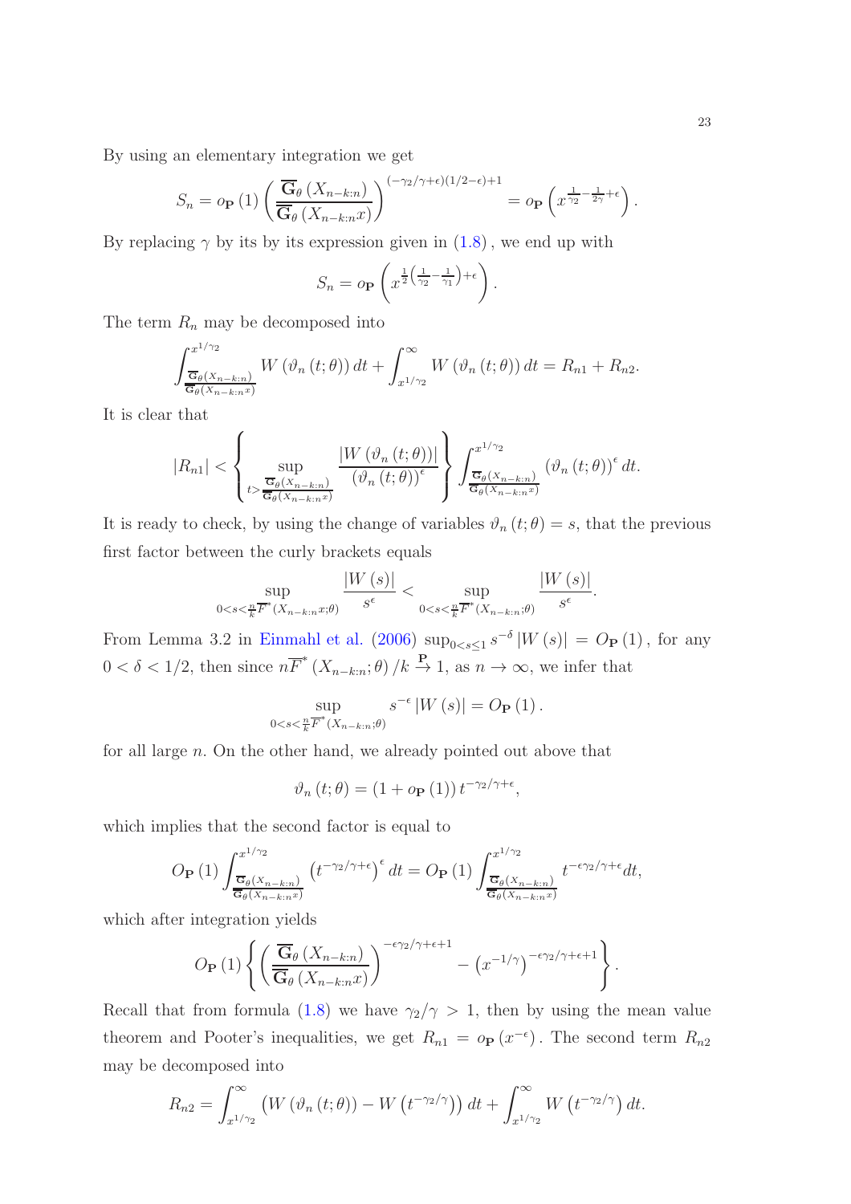By using an elementary integration we get

$$S_n = o_{\mathbf{P}}(1)\left(\frac{\overline{\mathbf{G}}_\theta(X_{n-k:n})}{\overline{\mathbf{G}}_\theta(X_{n-k:n}x)}\right)^{(-\gamma_2/\gamma+\epsilon)(1/2-\epsilon)+1} = o_{\mathbf{P}}\left(x^{\frac{1}{\gamma_2}-\frac{1}{2\gamma}+\epsilon}\right).$$

By replacing $\gamma$ by its by its expression given in (1.8), we end up with

$$S_n = o_{\mathbf{P}}\left(x^{\frac{1}{2}\left(\frac{1}{\gamma_2}-\frac{1}{\gamma_1}\right)+\epsilon}\right).$$

The term $R_n$ may be decomposed into

$$\int_{\frac{\overline{\mathbf{G}}_\theta(X_{n-k:n})}{\overline{\mathbf{G}}_\theta(X_{n-k:n}x)}}^{x^{1/\gamma_2}} W(\vartheta_n(t;\theta))\,dt + \int_{x^{1/\gamma_2}}^{\infty} W(\vartheta_n(t;\theta))\,dt = R_{n1} + R_{n2}.$$

It is clear that

$$|R_{n1}| < \left\{\sup_{t>\frac{\overline{\mathbf{G}}_\theta(X_{n-k:n})}{\overline{\mathbf{G}}_\theta(X_{n-k:n}x)}} \frac{|W(\vartheta_n(t;\theta))|}{(\vartheta_n(t;\theta))^\epsilon}\right\} \int_{\frac{\overline{\mathbf{G}}_\theta(X_{n-k:n})}{\overline{\mathbf{G}}_\theta(X_{n-k:n}x)}}^{x^{1/\gamma_2}} (\vartheta_n(t;\theta))^\epsilon\,dt.$$

It is ready to check, by using the change of variables $\vartheta_n(t;\theta) = s$, that the previous first factor between the curly brackets equals

$$\sup_{0<s<\frac{n}{k}\overline{F}^*(X_{n-k:n}x;\theta)} \frac{|W(s)|}{s^\epsilon} < \sup_{0<s<\frac{n}{k}\overline{F}^*(X_{n-k:n};\theta)} \frac{|W(s)|}{s^\epsilon}.$$

From Lemma 3.2 in Einmahl et al. (2006) $\sup_{0<s\leq 1} s^{-\delta}|W(s)| = O_{\mathbf{P}}(1)$, for any $0<\delta<1/2$, then since $n\overline{F}^*(X_{n-k:n};\theta)/k \xrightarrow{\mathbf{P}} 1$, as $n\to\infty$, we infer that

$$\sup_{0<s<\frac{n}{k}\overline{F}^*(X_{n-k:n};\theta)} s^{-\epsilon}|W(s)| = O_{\mathbf{P}}(1).$$

for all large $n$. On the other hand, we already pointed out above that

$$\vartheta_n(t;\theta) = (1+o_{\mathbf{P}}(1))\,t^{-\gamma_2/\gamma+\epsilon},$$

which implies that the second factor is equal to

$$O_{\mathbf{P}}(1)\int_{\frac{\overline{\mathbf{G}}_\theta(X_{n-k:n})}{\overline{\mathbf{G}}_\theta(X_{n-k:n}x)}}^{x^{1/\gamma_2}} \left(t^{-\gamma_2/\gamma+\epsilon}\right)^\epsilon dt = O_{\mathbf{P}}(1)\int_{\frac{\overline{\mathbf{G}}_\theta(X_{n-k:n})}{\overline{\mathbf{G}}_\theta(X_{n-k:n}x)}}^{x^{1/\gamma_2}} t^{-\epsilon\gamma_2/\gamma+\epsilon}dt,$$

which after integration yields

$$O_{\mathbf{P}}(1)\left\{\left(\frac{\overline{\mathbf{G}}_\theta(X_{n-k:n})}{\overline{\mathbf{G}}_\theta(X_{n-k:n}x)}\right)^{-\epsilon\gamma_2/\gamma+\epsilon+1} - \left(x^{-1/\gamma}\right)^{-\epsilon\gamma_2/\gamma+\epsilon+1}\right\}.$$

Recall that from formula (1.8) we have $\gamma_2/\gamma > 1$, then by using the mean value theorem and Pooter's inequalities, we get $R_{n1} = o_{\mathbf{P}}(x^{-\epsilon})$. The second term $R_{n2}$ may be decomposed into

$$R_{n2} = \int_{x^{1/\gamma_2}}^{\infty}\left(W(\vartheta_n(t;\theta)) - W\left(t^{-\gamma_2/\gamma}\right)\right)dt + \int_{x^{1/\gamma_2}}^{\infty} W\left(t^{-\gamma_2/\gamma}\right)dt.$$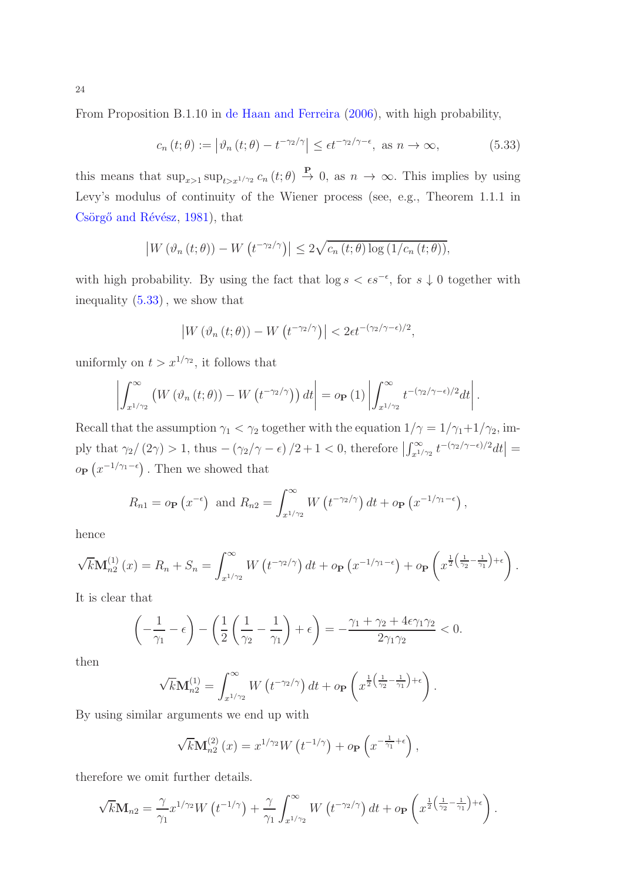From Proposition B.1.10 in de Haan and Ferreira (2006), with high probability,

$$c_n(t;\theta) := \left|\vartheta_n(t;\theta) - t^{-\gamma_2/\gamma}\right| \leq \epsilon t^{-\gamma_2/\gamma-\epsilon}, \text{ as } n \to \infty, \tag{5.33}$$

this means that $\sup_{x>1}\sup_{t>x^{1/\gamma_2}} c_n(t;\theta) \overset{\mathbf{P}}{\to} 0$, as $n \to \infty$. This implies by using Levy's modulus of continuity of the Wiener process (see, e.g., Theorem 1.1.1 in Csörgő and Révész, 1981), that

$$\left|W(\vartheta_n(t;\theta)) - W\left(t^{-\gamma_2/\gamma}\right)\right| \leq 2\sqrt{c_n(t;\theta)\log\left(1/c_n(t;\theta)\right)},$$

with high probability. By using the fact that $\log s < \epsilon s^{-\epsilon}$, for $s \downarrow 0$ together with inequality (5.33), we show that

$$\left|W(\vartheta_n(t;\theta)) - W\left(t^{-\gamma_2/\gamma}\right)\right| < 2\epsilon t^{-(\gamma_2/\gamma-\epsilon)/2},$$

uniformly on $t > x^{1/\gamma_2}$, it follows that

$$\left|\int_{x^{1/\gamma_2}}^{\infty}\left(W(\vartheta_n(t;\theta)) - W\left(t^{-\gamma_2/\gamma}\right)\right)dt\right| = o_{\mathbf{P}}(1)\left|\int_{x^{1/\gamma_2}}^{\infty} t^{-(\gamma_2/\gamma-\epsilon)/2}dt\right|.$$

Recall that the assumption $\gamma_1 < \gamma_2$ together with the equation $1/\gamma = 1/\gamma_1 + 1/\gamma_2$, imply that $\gamma_2/(2\gamma) > 1$, thus $-(\gamma_2/\gamma - \epsilon)/2 + 1 < 0$, therefore $\left|\int_{x^{1/\gamma_2}}^{\infty} t^{-(\gamma_2/\gamma-\epsilon)/2}dt\right| = o_{\mathbf{P}}\left(x^{-1/\gamma_1-\epsilon}\right)$. Then we showed that

$$R_{n1} = o_{\mathbf{P}}\left(x^{-\epsilon}\right) \text{ and } R_{n2} = \int_{x^{1/\gamma_2}}^{\infty} W\left(t^{-\gamma_2/\gamma}\right)dt + o_{\mathbf{P}}\left(x^{-1/\gamma_1-\epsilon}\right),$$

hence

$$\sqrt{k}\mathbf{M}_{n2}^{(1)}(x) = R_n + S_n = \int_{x^{1/\gamma_2}}^{\infty} W\left(t^{-\gamma_2/\gamma}\right)dt + o_{\mathbf{P}}\left(x^{-1/\gamma_1-\epsilon}\right) + o_{\mathbf{P}}\left(x^{\frac{1}{2}\left(\frac{1}{\gamma_2}-\frac{1}{\gamma_1}\right)+\epsilon}\right).$$

It is clear that

$$\left(-\frac{1}{\gamma_1} - \epsilon\right) - \left(\frac{1}{2}\left(\frac{1}{\gamma_2} - \frac{1}{\gamma_1}\right) + \epsilon\right) = -\frac{\gamma_1 + \gamma_2 + 4\epsilon\gamma_1\gamma_2}{2\gamma_1\gamma_2} < 0.$$

then

$$\sqrt{k}\mathbf{M}_{n2}^{(1)} = \int_{x^{1/\gamma_2}}^{\infty} W\left(t^{-\gamma_2/\gamma}\right)dt + o_{\mathbf{P}}\left(x^{\frac{1}{2}\left(\frac{1}{\gamma_2}-\frac{1}{\gamma_1}\right)+\epsilon}\right).$$

By using similar arguments we end up with

$$\sqrt{k}\mathbf{M}_{n2}^{(2)}(x) = x^{1/\gamma_2} W\left(t^{-1/\gamma}\right) + o_{\mathbf{P}}\left(x^{-\frac{1}{\gamma_1}+\epsilon}\right),$$

therefore we omit further details.

$$\sqrt{k}\mathbf{M}_{n2} = \frac{\gamma}{\gamma_1} x^{1/\gamma_2} W\left(t^{-1/\gamma}\right) + \frac{\gamma}{\gamma_1}\int_{x^{1/\gamma_2}}^{\infty} W\left(t^{-\gamma_2/\gamma}\right)dt + o_{\mathbf{P}}\left(x^{\frac{1}{2}\left(\frac{1}{\gamma_2}-\frac{1}{\gamma_1}\right)+\epsilon}\right).$$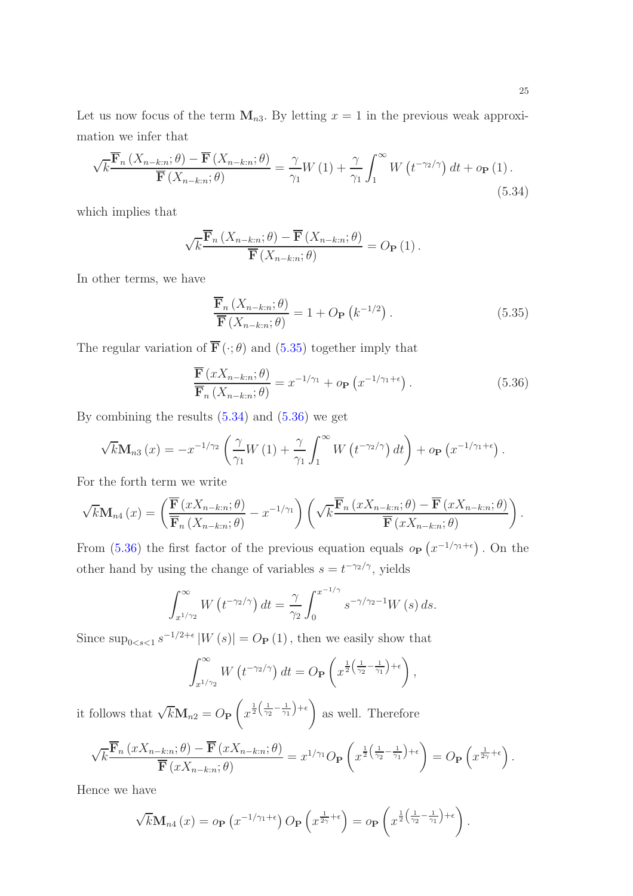Let us now focus of the term $\mathbf{M}_{n3}$. By letting $x=1$ in the previous weak approximation we infer that

$$\sqrt{k}\frac{\overline{\mathbf{F}}_n\left(X_{n-k:n};\theta\right)-\overline{\mathbf{F}}\left(X_{n-k:n};\theta\right)}{\overline{\mathbf{F}}\left(X_{n-k:n};\theta\right)}=\frac{\gamma}{\gamma_1}W\left(1\right)+\frac{\gamma}{\gamma_1}\int_1^{\infty}W\left(t^{-\gamma_2/\gamma}\right)dt+o_{\mathbf{P}}\left(1\right). \tag{5.34}$$

which implies that

$$\sqrt{k}\frac{\overline{\mathbf{F}}_n\left(X_{n-k:n};\theta\right)-\overline{\mathbf{F}}\left(X_{n-k:n};\theta\right)}{\overline{\mathbf{F}}\left(X_{n-k:n};\theta\right)}=O_{\mathbf{P}}\left(1\right).$$

In other terms, we have

$$\frac{\overline{\mathbf{F}}_n\left(X_{n-k:n};\theta\right)}{\overline{\mathbf{F}}\left(X_{n-k:n};\theta\right)}=1+O_{\mathbf{P}}\left(k^{-1/2}\right). \tag{5.35}$$

The regular variation of $\overline{\mathbf{F}}\left(\cdot;\theta\right)$ and (5.35) together imply that

$$\frac{\overline{\mathbf{F}}\left(xX_{n-k:n};\theta\right)}{\overline{\mathbf{F}}_n\left(X_{n-k:n};\theta\right)}=x^{-1/\gamma_1}+o_{\mathbf{P}}\left(x^{-1/\gamma_1+\epsilon}\right). \tag{5.36}$$

By combining the results (5.34) and (5.36) we get

$$\sqrt{k}\mathbf{M}_{n3}\left(x\right)=-x^{-1/\gamma_2}\left(\frac{\gamma}{\gamma_1}W\left(1\right)+\frac{\gamma}{\gamma_1}\int_1^{\infty}W\left(t^{-\gamma_2/\gamma}\right)dt\right)+o_{\mathbf{P}}\left(x^{-1/\gamma_1+\epsilon}\right).$$

For the forth term we write

$$\sqrt{k}\mathbf{M}_{n4}\left(x\right)=\left(\frac{\overline{\mathbf{F}}\left(xX_{n-k:n};\theta\right)}{\overline{\mathbf{F}}_n\left(X_{n-k:n};\theta\right)}-x^{-1/\gamma_1}\right)\left(\sqrt{k}\frac{\overline{\mathbf{F}}_n\left(xX_{n-k:n};\theta\right)-\overline{\mathbf{F}}\left(xX_{n-k:n};\theta\right)}{\overline{\mathbf{F}}\left(xX_{n-k:n};\theta\right)}\right).$$

From (5.36) the first factor of the previous equation equals $o_{\mathbf{P}}\left(x^{-1/\gamma_1+\epsilon}\right)$. On the other hand by using the change of variables $s=t^{-\gamma_2/\gamma}$, yields

$$\int_{x^{1/\gamma_2}}^{\infty}W\left(t^{-\gamma_2/\gamma}\right)dt=\frac{\gamma}{\gamma_2}\int_0^{x^{-1/\gamma}}s^{-\gamma/\gamma_2-1}W\left(s\right)ds.$$

Since $\sup_{0<s<1}s^{-1/2+\epsilon}\left|W\left(s\right)\right|=O_{\mathbf{P}}\left(1\right)$, then we easily show that

$$\int_{x^{1/\gamma_2}}^{\infty}W\left(t^{-\gamma_2/\gamma}\right)dt=O_{\mathbf{P}}\left(x^{\frac{1}{2}\left(\frac{1}{\gamma_2}-\frac{1}{\gamma_1}\right)+\epsilon}\right),$$

it follows that $\sqrt{k}\mathbf{M}_{n2}=O_{\mathbf{P}}\left(x^{\frac{1}{2}\left(\frac{1}{\gamma_2}-\frac{1}{\gamma_1}\right)+\epsilon}\right)$ as well. Therefore

$$\sqrt{k}\frac{\overline{\mathbf{F}}_n\left(xX_{n-k:n};\theta\right)-\overline{\mathbf{F}}\left(xX_{n-k:n};\theta\right)}{\overline{\mathbf{F}}\left(xX_{n-k:n};\theta\right)}=x^{1/\gamma_1}O_{\mathbf{P}}\left(x^{\frac{1}{2}\left(\frac{1}{\gamma_2}-\frac{1}{\gamma_1}\right)+\epsilon}\right)=O_{\mathbf{P}}\left(x^{\frac{1}{2\gamma}+\epsilon}\right).$$

Hence we have

$$\sqrt{k}\mathbf{M}_{n4}\left(x\right)=o_{\mathbf{P}}\left(x^{-1/\gamma_1+\epsilon}\right)O_{\mathbf{P}}\left(x^{\frac{1}{2\gamma}+\epsilon}\right)=o_{\mathbf{P}}\left(x^{\frac{1}{2}\left(\frac{1}{\gamma_2}-\frac{1}{\gamma_1}\right)+\epsilon}\right).$$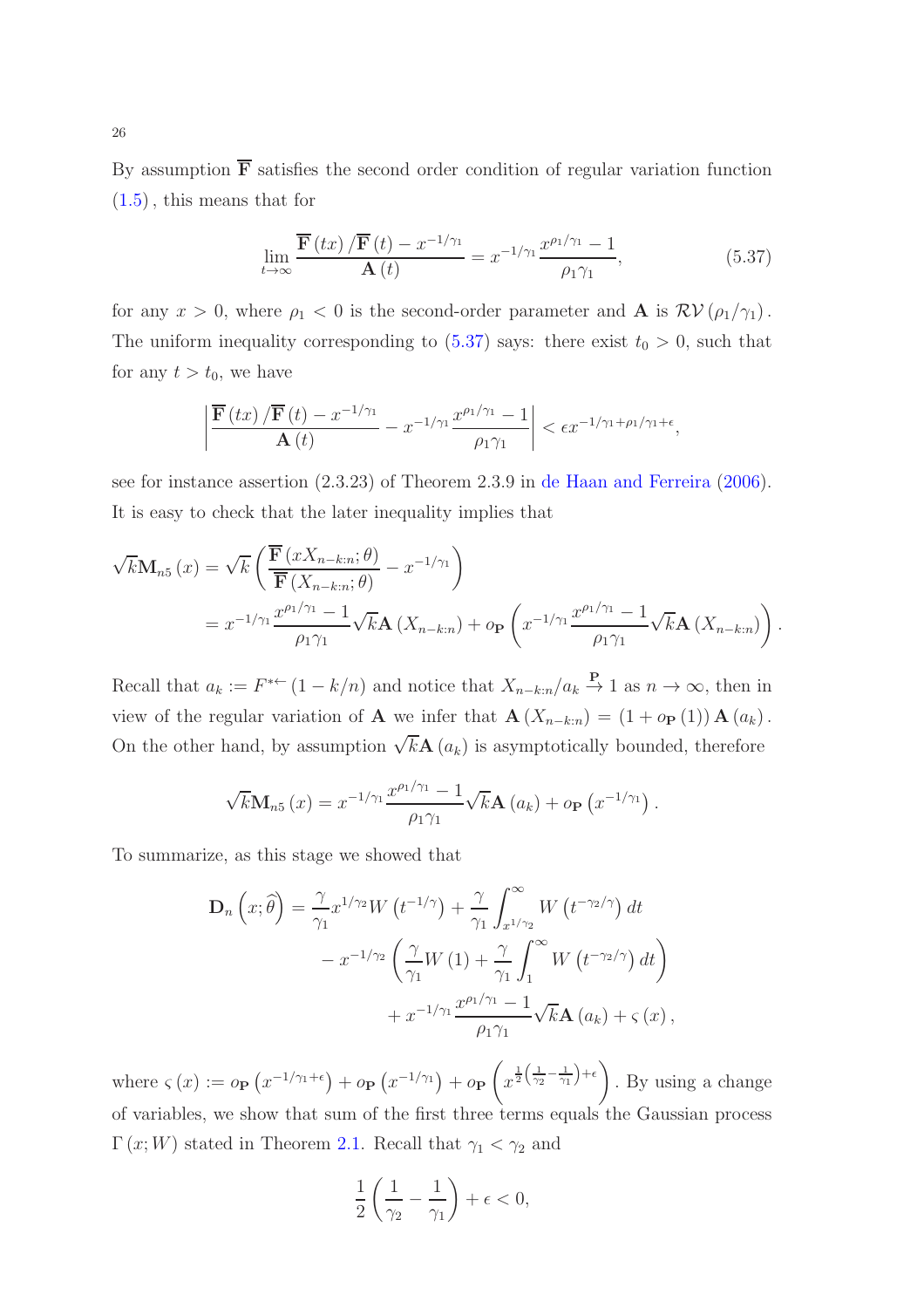By assumption $\overline{\mathbf{F}}$ satisfies the second order condition of regular variation function (1.5), this means that for

$$\lim_{t\to\infty} \frac{\overline{\mathbf{F}}(tx)/\overline{\mathbf{F}}(t) - x^{-1/\gamma_1}}{\mathbf{A}(t)} = x^{-1/\gamma_1}\frac{x^{\rho_1/\gamma_1}-1}{\rho_1\gamma_1}, \tag{5.37}$$

for any $x>0$, where $\rho_1<0$ is the second-order parameter and $\mathbf{A}$ is $\mathcal{RV}(\rho_1/\gamma_1)$. The uniform inequality corresponding to (5.37) says: there exist $t_0>0$, such that for any $t>t_0$, we have

$$\left|\frac{\overline{\mathbf{F}}(tx)/\overline{\mathbf{F}}(t) - x^{-1/\gamma_1}}{\mathbf{A}(t)} - x^{-1/\gamma_1}\frac{x^{\rho_1/\gamma_1}-1}{\rho_1\gamma_1}\right| < \epsilon x^{-1/\gamma_1+\rho_1/\gamma_1+\epsilon},$$

see for instance assertion (2.3.23) of Theorem 2.3.9 in de Haan and Ferreira (2006). It is easy to check that the later inequality implies that

$$\begin{aligned}
\sqrt{k}\mathbf{M}_{n5}(x) &= \sqrt{k}\left(\frac{\overline{\mathbf{F}}(xX_{n-k:n};\theta)}{\overline{\mathbf{F}}(X_{n-k:n};\theta)} - x^{-1/\gamma_1}\right) \\
&= x^{-1/\gamma_1}\frac{x^{\rho_1/\gamma_1}-1}{\rho_1\gamma_1}\sqrt{k}\mathbf{A}(X_{n-k:n}) + o_{\mathbf{P}}\left(x^{-1/\gamma_1}\frac{x^{\rho_1/\gamma_1}-1}{\rho_1\gamma_1}\sqrt{k}\mathbf{A}(X_{n-k:n})\right).
\end{aligned}$$

Recall that $a_k := F^{*\leftarrow}(1-k/n)$ and notice that $X_{n-k:n}/a_k \overset{\mathbf{P}}{\to} 1$ as $n\to\infty$, then in view of the regular variation of $\mathbf{A}$ we infer that $\mathbf{A}(X_{n-k:n}) = (1+o_{\mathbf{P}}(1))\mathbf{A}(a_k)$. On the other hand, by assumption $\sqrt{k}\mathbf{A}(a_k)$ is asymptotically bounded, therefore

$$\sqrt{k}\mathbf{M}_{n5}(x) = x^{-1/\gamma_1}\frac{x^{\rho_1/\gamma_1}-1}{\rho_1\gamma_1}\sqrt{k}\mathbf{A}(a_k) + o_{\mathbf{P}}\left(x^{-1/\gamma_1}\right).$$

To summarize, as this stage we showed that

$$\begin{aligned}
\mathbf{D}_n\left(x;\widehat{\theta}\right) &= \frac{\gamma}{\gamma_1}x^{1/\gamma_2}W\left(t^{-1/\gamma}\right) + \frac{\gamma}{\gamma_1}\int_{x^{1/\gamma_2}}^{\infty} W\left(t^{-\gamma_2/\gamma}\right)dt \\
&\quad - x^{-1/\gamma_2}\left(\frac{\gamma}{\gamma_1}W(1) + \frac{\gamma}{\gamma_1}\int_1^{\infty} W\left(t^{-\gamma_2/\gamma}\right)dt\right) \\
&\quad + x^{-1/\gamma_1}\frac{x^{\rho_1/\gamma_1}-1}{\rho_1\gamma_1}\sqrt{k}\mathbf{A}(a_k) + \varsigma(x),
\end{aligned}$$

where $\varsigma(x) := o_{\mathbf{P}}\left(x^{-1/\gamma_1+\epsilon}\right) + o_{\mathbf{P}}\left(x^{-1/\gamma_1}\right) + o_{\mathbf{P}}\left(x^{\frac{1}{2}\left(\frac{1}{\gamma_2}-\frac{1}{\gamma_1}\right)+\epsilon}\right)$. By using a change of variables, we show that sum of the first three terms equals the Gaussian process $\Gamma(x;W)$ stated in Theorem 2.1. Recall that $\gamma_1<\gamma_2$ and

$$\frac{1}{2}\left(\frac{1}{\gamma_2}-\frac{1}{\gamma_1}\right)+\epsilon<0,$$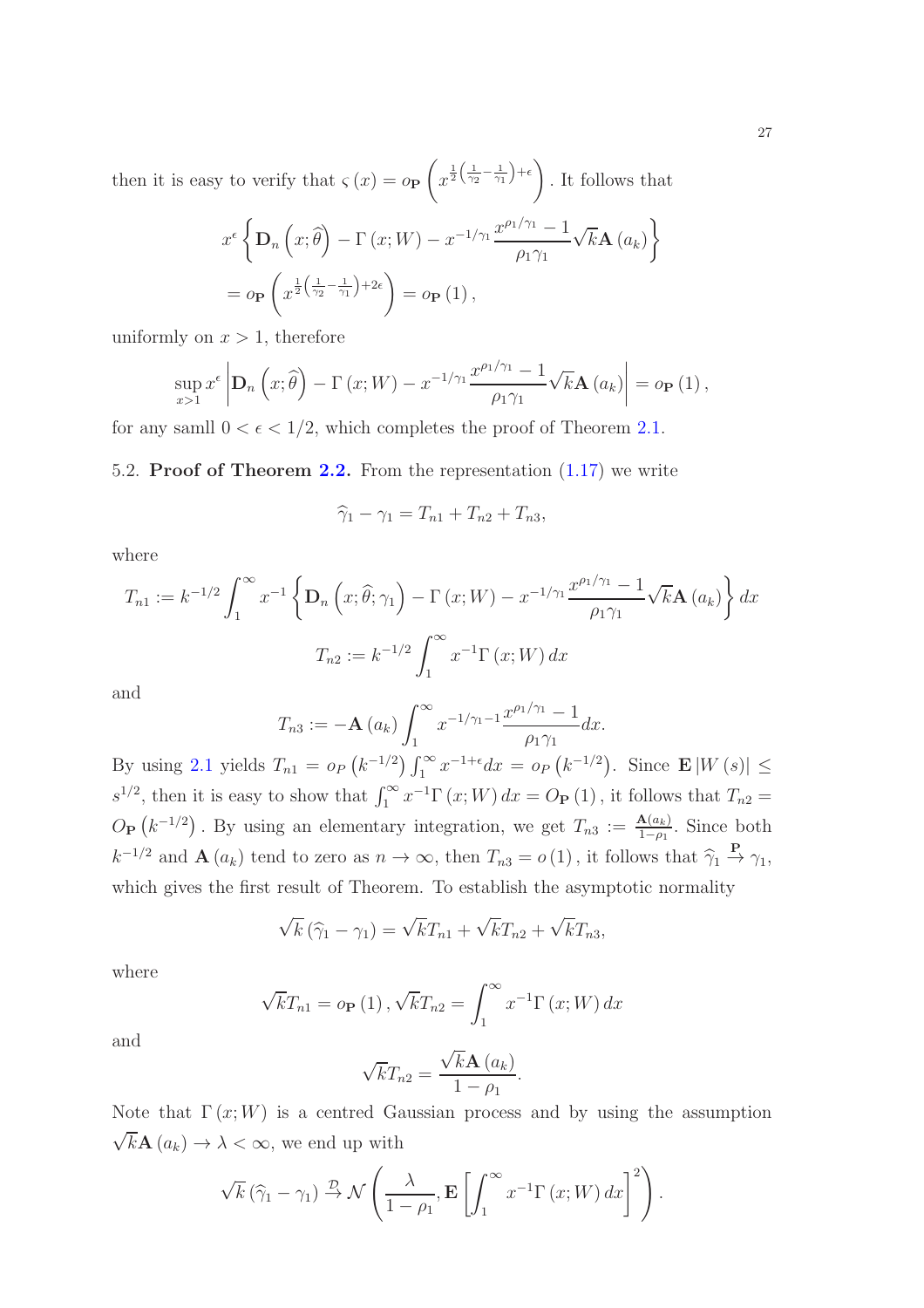then it is easy to verify that $\varsigma(x) = o_{\mathbf{P}}\left(x^{\frac{1}{2}\left(\frac{1}{\gamma_2}-\frac{1}{\gamma_1}\right)+\epsilon}\right)$. It follows that

$$x^{\epsilon}\left\{\mathbf{D}_n\left(x;\widehat{\theta}\right) - \Gamma(x;W) - x^{-1/\gamma_1}\frac{x^{\rho_1/\gamma_1}-1}{\rho_1\gamma_1}\sqrt{k}\mathbf{A}(a_k)\right\}$$
$$= o_{\mathbf{P}}\left(x^{\frac{1}{2}\left(\frac{1}{\gamma_2}-\frac{1}{\gamma_1}\right)+2\epsilon}\right) = o_{\mathbf{P}}(1),$$

uniformly on $x>1$, therefore

$$\sup_{x>1} x^{\epsilon}\left|\mathbf{D}_n\left(x;\widehat{\theta}\right) - \Gamma(x;W) - x^{-1/\gamma_1}\frac{x^{\rho_1/\gamma_1}-1}{\rho_1\gamma_1}\sqrt{k}\mathbf{A}(a_k)\right| = o_{\mathbf{P}}(1),$$

for any samll $0<\epsilon<1/2$, which completes the proof of Theorem 2.1.

5.2. **Proof of Theorem 2.2.** From the representation (1.17) we write

$$\widehat{\gamma}_1 - \gamma_1 = T_{n1} + T_{n2} + T_{n3},$$

where

$$T_{n1} := k^{-1/2}\int_1^{\infty} x^{-1}\left\{\mathbf{D}_n\left(x;\widehat{\theta};\gamma_1\right) - \Gamma(x;W) - x^{-1/\gamma_1}\frac{x^{\rho_1/\gamma_1}-1}{\rho_1\gamma_1}\sqrt{k}\mathbf{A}(a_k)\right\}dx$$

$$T_{n2} := k^{-1/2}\int_1^{\infty} x^{-1}\Gamma(x;W)\,dx$$

and

$$T_{n3} := -\mathbf{A}(a_k)\int_1^{\infty} x^{-1/\gamma_1-1}\frac{x^{\rho_1/\gamma_1}-1}{\rho_1\gamma_1}dx.$$

By using 2.1 yields $T_{n1} = o_P\left(k^{-1/2}\right)\int_1^{\infty} x^{-1+\epsilon}dx = o_P\left(k^{-1/2}\right)$. Since $\mathbf{E}\left|W(s)\right| \leq s^{1/2}$, then it is easy to show that $\int_1^{\infty} x^{-1}\Gamma(x;W)\,dx = O_{\mathbf{P}}(1)$, it follows that $T_{n2} = O_{\mathbf{P}}\left(k^{-1/2}\right)$. By using an elementary integration, we get $T_{n3} := \frac{\mathbf{A}(a_k)}{1-\rho_1}$. Since both $k^{-1/2}$ and $\mathbf{A}(a_k)$ tend to zero as $n\to\infty$, then $T_{n3} = o(1)$, it follows that $\widehat{\gamma}_1 \xrightarrow{\mathbf{P}} \gamma_1$, which gives the first result of Theorem. To establish the asymptotic normality

$$\sqrt{k}\left(\widehat{\gamma}_1 - \gamma_1\right) = \sqrt{k}T_{n1} + \sqrt{k}T_{n2} + \sqrt{k}T_{n3},$$

where

$$\sqrt{k}T_{n1} = o_{\mathbf{P}}(1),\ \sqrt{k}T_{n2} = \int_1^{\infty} x^{-1}\Gamma(x;W)\,dx$$

and

$$\sqrt{k}T_{n2} = \frac{\sqrt{k}\mathbf{A}(a_k)}{1-\rho_1}.$$

Note that $\Gamma(x;W)$ is a centred Gaussian process and by using the assumption $\sqrt{k}\mathbf{A}(a_k)\to\lambda<\infty$, we end up with

$$\sqrt{k}\left(\widehat{\gamma}_1 - \gamma_1\right) \xrightarrow{\mathcal{D}} \mathcal{N}\left(\frac{\lambda}{1-\rho_1}, \mathbf{E}\left[\int_1^{\infty} x^{-1}\Gamma(x;W)\,dx\right]^2\right).$$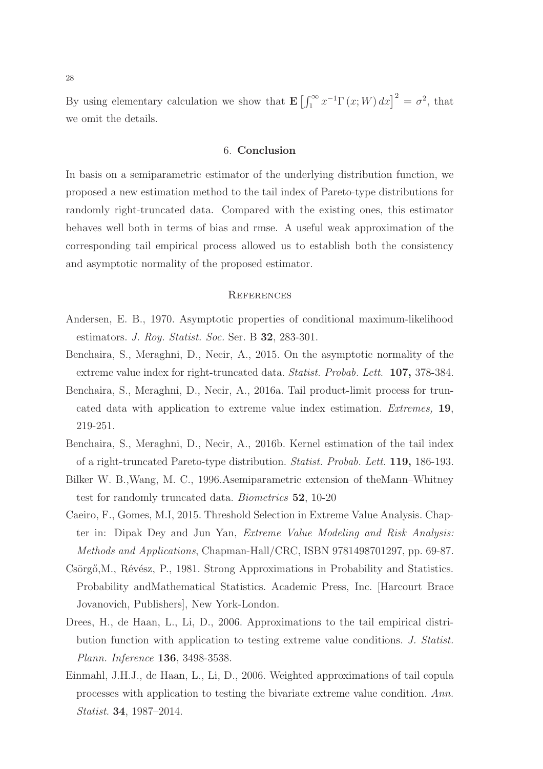By using elementary calculation we show that $\mathbf{E}\left[\int_1^\infty x^{-1}\Gamma\left(x;W\right)dx\right]^2 = \sigma^2$, that we omit the details.

## 6. **Conclusion**

In basis on a semiparametric estimator of the underlying distribution function, we proposed a new estimation method to the tail index of Pareto-type distributions for randomly right-truncated data. Compared with the existing ones, this estimator behaves well both in terms of bias and rmse. A useful weak approximation of the corresponding tail empirical process allowed us to establish both the consistency and asymptotic normality of the proposed estimator.

## References

- Andersen, E. B., 1970. Asymptotic properties of conditional maximum-likelihood estimators. *J. Roy. Statist. Soc.* Ser. B **32**, 283-301.
- Benchaira, S., Meraghni, D., Necir, A., 2015. On the asymptotic normality of the extreme value index for right-truncated data. *Statist. Probab. Lett.* **107,** 378-384.
- Benchaira, S., Meraghni, D., Necir, A., 2016a. Tail product-limit process for truncated data with application to extreme value index estimation. *Extremes,* **19**, 219-251.
- Benchaira, S., Meraghni, D., Necir, A., 2016b. Kernel estimation of the tail index of a right-truncated Pareto-type distribution. *Statist. Probab. Lett.* **119,** 186-193.
- Bilker W. B.,Wang, M. C., 1996.Asemiparametric extension of theMann–Whitney test for randomly truncated data. *Biometrics* **52**, 10-20
- Caeiro, F., Gomes, M.I, 2015. Threshold Selection in Extreme Value Analysis. Chapter in: Dipak Dey and Jun Yan, *Extreme Value Modeling and Risk Analysis: Methods and Applications*, Chapman-Hall/CRC, ISBN 9781498701297, pp. 69-87.
- Csörgő,M., Révész, P., 1981. Strong Approximations in Probability and Statistics. Probability andMathematical Statistics. Academic Press, Inc. [Harcourt Brace Jovanovich, Publishers], New York-London.
- Drees, H., de Haan, L., Li, D., 2006. Approximations to the tail empirical distribution function with application to testing extreme value conditions. *J. Statist. Plann. Inference* **136**, 3498-3538.
- Einmahl, J.H.J., de Haan, L., Li, D., 2006. Weighted approximations of tail copula processes with application to testing the bivariate extreme value condition. *Ann. Statist.* **34**, 1987–2014.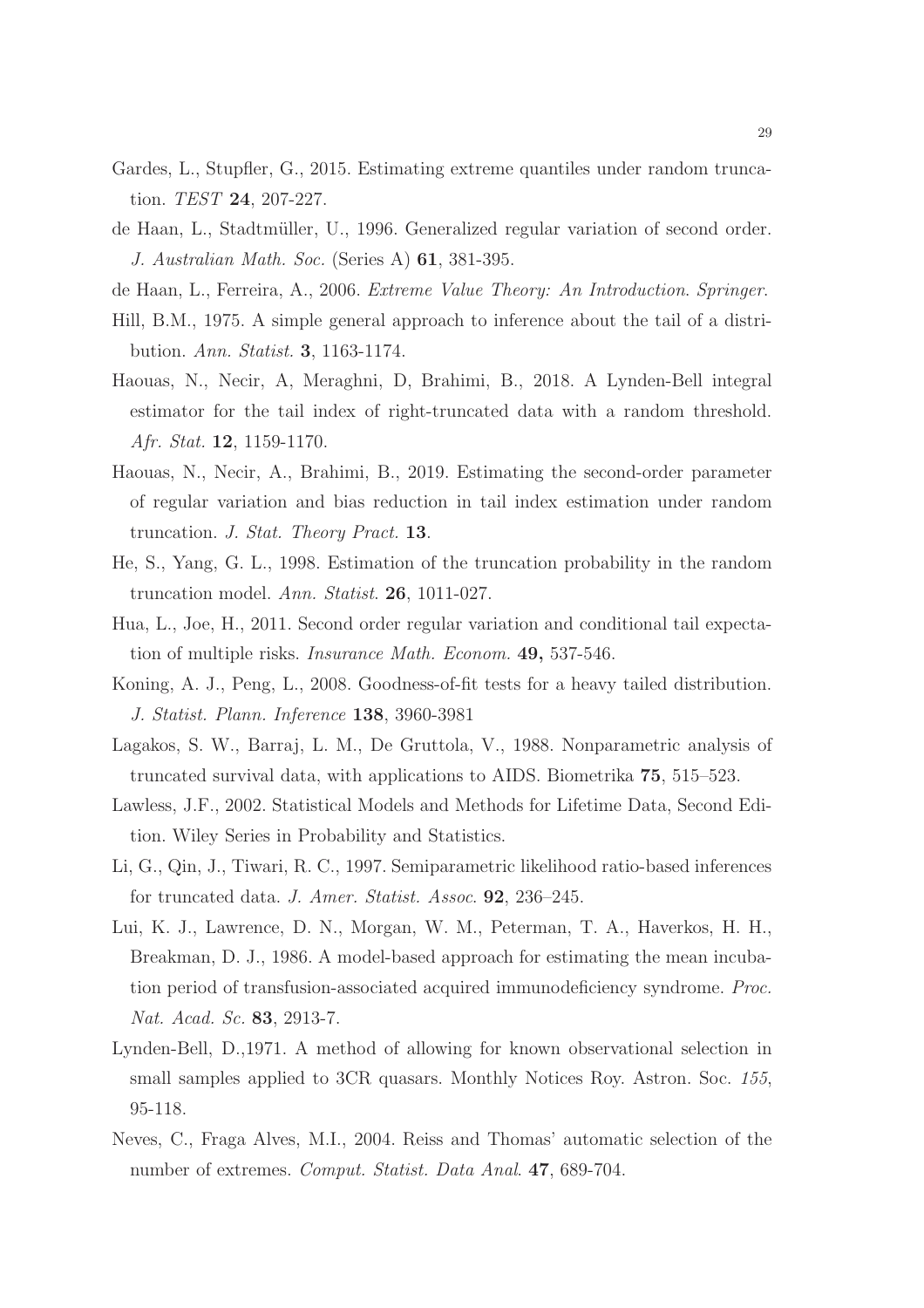Gardes, L., Stupfler, G., 2015. Estimating extreme quantiles under random truncation. *TEST* **24**, 207-227.

de Haan, L., Stadtmüller, U., 1996. Generalized regular variation of second order. *J. Australian Math. Soc.* (Series A) **61**, 381-395.

de Haan, L., Ferreira, A., 2006. *Extreme Value Theory: An Introduction. Springer.*

Hill, B.M., 1975. A simple general approach to inference about the tail of a distribution. *Ann. Statist.* **3**, 1163-1174.

Haouas, N., Necir, A, Meraghni, D, Brahimi, B., 2018. A Lynden-Bell integral estimator for the tail index of right-truncated data with a random threshold. *Afr. Stat.* **12**, 1159-1170.

Haouas, N., Necir, A., Brahimi, B., 2019. Estimating the second-order parameter of regular variation and bias reduction in tail index estimation under random truncation. *J. Stat. Theory Pract.* **13**.

He, S., Yang, G. L., 1998. Estimation of the truncation probability in the random truncation model. *Ann. Statist*. **26**, 1011-027.

Hua, L., Joe, H., 2011. Second order regular variation and conditional tail expectation of multiple risks. *Insurance Math. Econom.* **49,** 537-546.

Koning, A. J., Peng, L., 2008. Goodness-of-fit tests for a heavy tailed distribution. *J. Statist. Plann. Inference* **138**, 3960-3981

Lagakos, S. W., Barraj, L. M., De Gruttola, V., 1988. Nonparametric analysis of truncated survival data, with applications to AIDS. Biometrika **75**, 515–523.

Lawless, J.F., 2002. Statistical Models and Methods for Lifetime Data, Second Edition. Wiley Series in Probability and Statistics.

Li, G., Qin, J., Tiwari, R. C., 1997. Semiparametric likelihood ratio-based inferences for truncated data. *J. Amer. Statist. Assoc.* **92**, 236–245.

Lui, K. J., Lawrence, D. N., Morgan, W. M., Peterman, T. A., Haverkos, H. H., Breakman, D. J., 1986. A model-based approach for estimating the mean incubation period of transfusion-associated acquired immunodeficiency syndrome. *Proc. Nat. Acad. Sc.* **83**, 2913-7.

Lynden-Bell, D.,1971. A method of allowing for known observational selection in small samples applied to 3CR quasars. Monthly Notices Roy. Astron. Soc. *155*, 95-118.

Neves, C., Fraga Alves, M.I., 2004. Reiss and Thomas' automatic selection of the number of extremes. *Comput. Statist. Data Anal*. **47**, 689-704.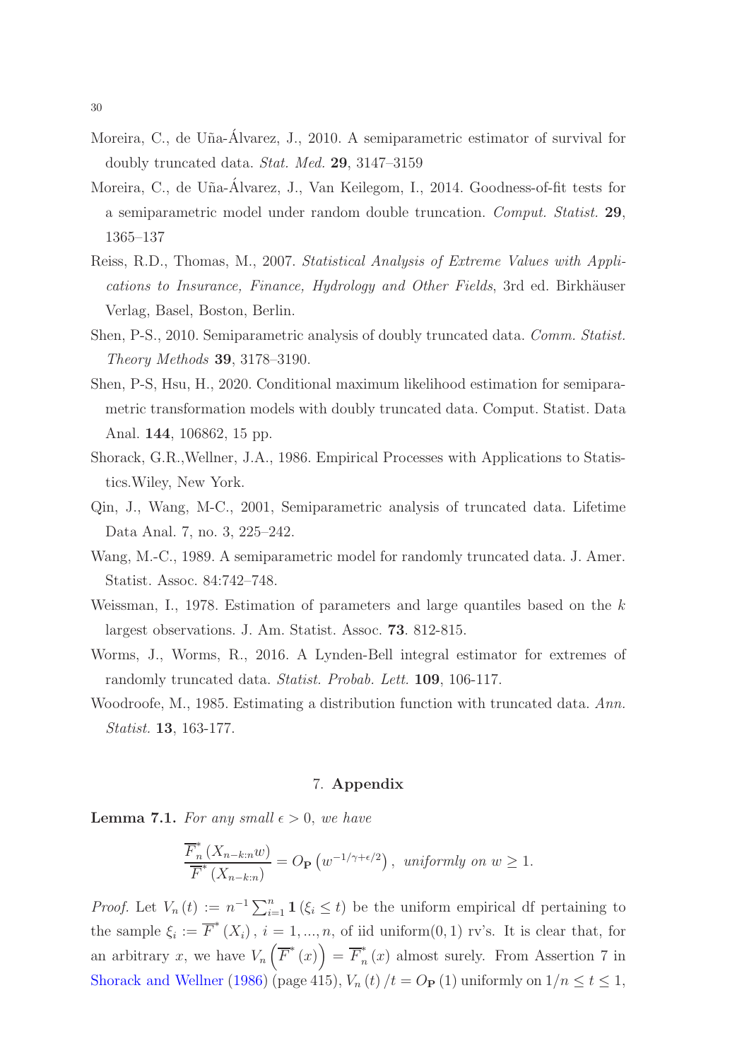Moreira, C., de Uña-Álvarez, J., 2010. A semiparametric estimator of survival for doubly truncated data. *Stat. Med.* **29**, 3147–3159

Moreira, C., de Uña-Álvarez, J., Van Keilegom, I., 2014. Goodness-of-fit tests for a semiparametric model under random double truncation. *Comput. Statist.* **29**, 1365–137

Reiss, R.D., Thomas, M., 2007. *Statistical Analysis of Extreme Values with Applications to Insurance, Finance, Hydrology and Other Fields*, 3rd ed. Birkhäuser Verlag, Basel, Boston, Berlin.

Shen, P-S., 2010. Semiparametric analysis of doubly truncated data. *Comm. Statist. Theory Methods* **39**, 3178–3190.

Shen, P-S, Hsu, H., 2020. Conditional maximum likelihood estimation for semiparametric transformation models with doubly truncated data. Comput. Statist. Data Anal. **144**, 106862, 15 pp.

Shorack, G.R.,Wellner, J.A., 1986. Empirical Processes with Applications to Statistics.Wiley, New York.

Qin, J., Wang, M-C., 2001, Semiparametric analysis of truncated data. Lifetime Data Anal. 7, no. 3, 225–242.

Wang, M.-C., 1989. A semiparametric model for randomly truncated data. J. Amer. Statist. Assoc. 84:742–748.

Weissman, I., 1978. Estimation of parameters and large quantiles based on the $k$ largest observations. J. Am. Statist. Assoc. **73**. 812-815.

Worms, J., Worms, R., 2016. A Lynden-Bell integral estimator for extremes of randomly truncated data. *Statist. Probab. Lett.* **109**, 106-117.

Woodroofe, M., 1985. Estimating a distribution function with truncated data. *Ann. Statist.* **13**, 163-177.

## 7. Appendix

**Lemma 7.1.** *For any small $\epsilon > 0$, we have*

$$\frac{\overline{F}_n^*(X_{n-k:n}w)}{\overline{F}^*(X_{n-k:n})} = O_{\mathbf{P}}\left(w^{-1/\gamma+\epsilon/2}\right), \text{ uniformly on } w \geq 1.$$

*Proof.* Let $V_n(t) := n^{-1}\sum_{i=1}^n \mathbf{1}(\xi_i \leq t)$ be the uniform empirical df pertaining to the sample $\xi_i := \overline{F}^*(X_i)$, $i = 1, ..., n$, of iid uniform$(0,1)$ rv's. It is clear that, for an arbitrary $x$, we have $V_n\left(\overline{F}^*(x)\right) = \overline{F}_n^*(x)$ almost surely. From Assertion 7 in Shorack and Wellner (1986) (page 415), $V_n(t)/t = O_{\mathbf{P}}(1)$ uniformly on $1/n \leq t \leq 1$,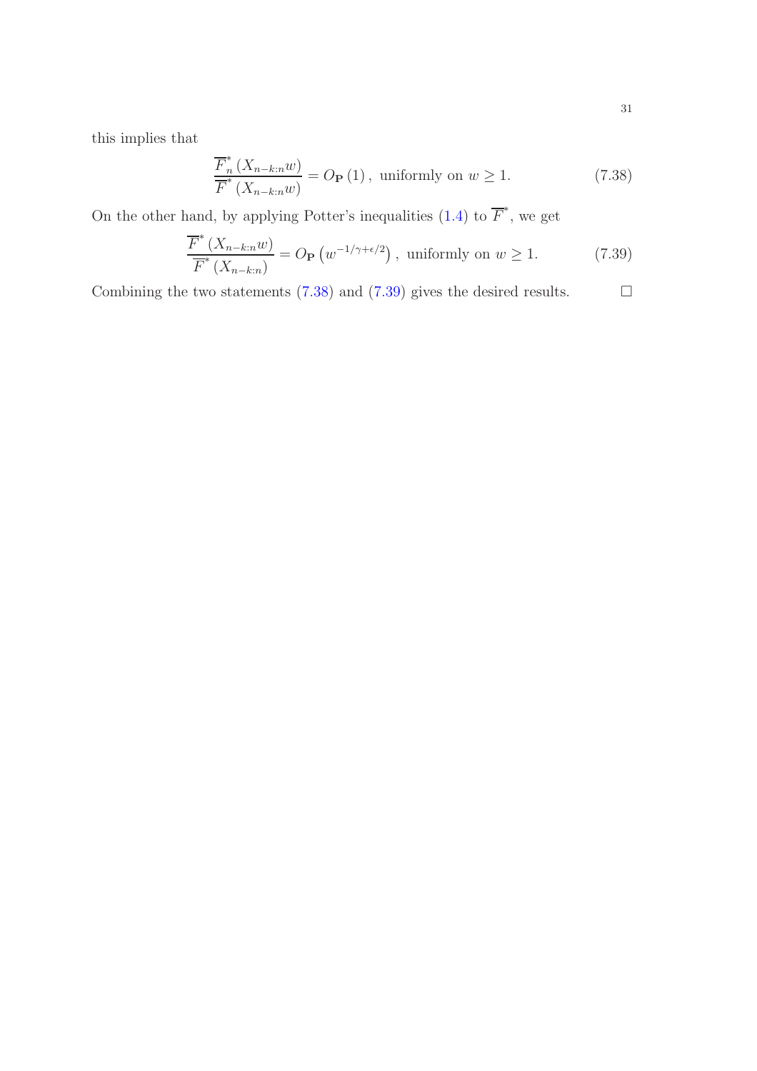this implies that

$$\frac{\overline{F}_n^*(X_{n-k:n}w)}{\overline{F}^*(X_{n-k:n}w)} = O_{\mathbf{P}}(1), \text{ uniformly on } w \geq 1. \tag{7.38}$$

On the other hand, by applying Potter's inequalities (1.4) to $\overline{F}^*$, we get

$$\frac{\overline{F}^*(X_{n-k:n}w)}{\overline{F}^*(X_{n-k:n})} = O_{\mathbf{P}}\left(w^{-1/\gamma+\epsilon/2}\right), \text{ uniformly on } w \geq 1. \tag{7.39}$$

Combining the two statements (7.38) and (7.39) gives the desired results. $\square$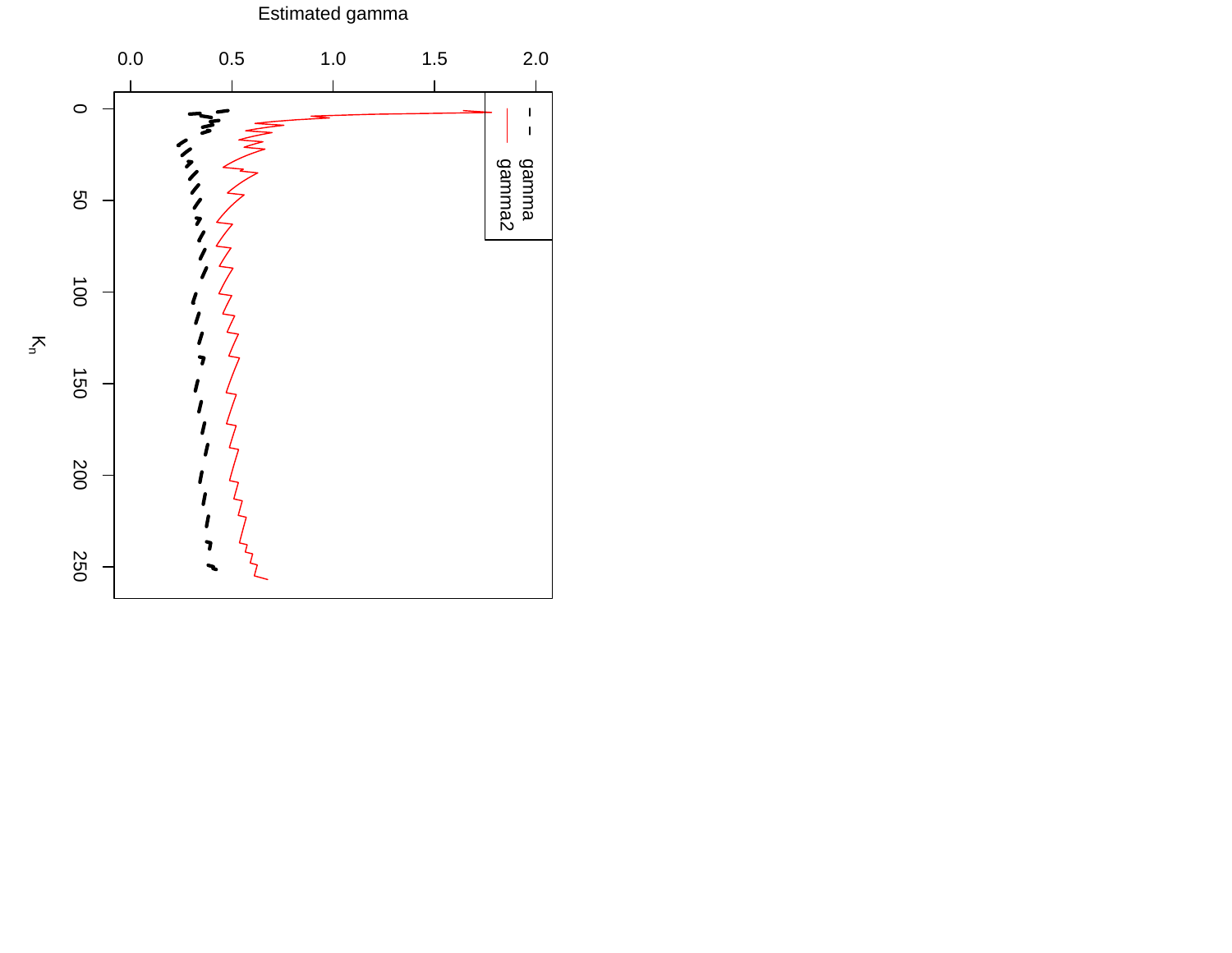Estimated gamma

0.0
0.5
1.0
1.5
2.0

0
50
100
150
200
250

$K_n$

gamma
gamma2